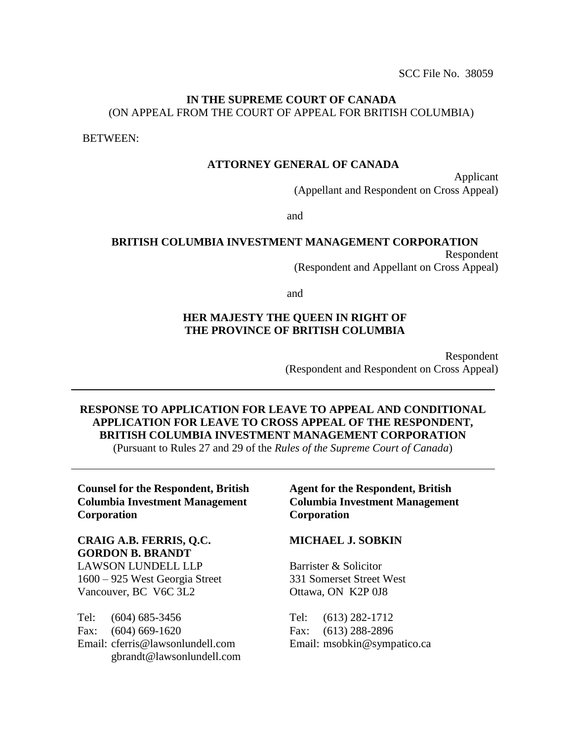SCC File No. 38059

**IN THE SUPREME COURT OF CANADA**
(ON APPEAL FROM THE COURT OF APPEAL FOR BRITISH COLUMBIA)

BETWEEN:

**ATTORNEY GENERAL OF CANADA**

Applicant
(Appellant and Respondent on Cross Appeal)

and

**BRITISH COLUMBIA INVESTMENT MANAGEMENT CORPORATION**

Respondent
(Respondent and Appellant on Cross Appeal)

and

**HER MAJESTY THE QUEEN IN RIGHT OF THE PROVINCE OF BRITISH COLUMBIA**

Respondent
(Respondent and Respondent on Cross Appeal)

---

**RESPONSE TO APPLICATION FOR LEAVE TO APPEAL AND CONDITIONAL APPLICATION FOR LEAVE TO CROSS APPEAL OF THE RESPONDENT, BRITISH COLUMBIA INVESTMENT MANAGEMENT CORPORATION**
(Pursuant to Rules 27 and 29 of the *Rules of the Supreme Court of Canada*)

---

**Counsel for the Respondent, British Columbia Investment Management Corporation**

**CRAIG A.B. FERRIS, Q.C.**
**GORDON B. BRANDT**
LAWSON LUNDELL LLP
1600 – 925 West Georgia Street
Vancouver, BC V6C 3L2

Tel: (604) 685-3456
Fax: (604) 669-1620
Email: cferris@lawsonlundell.com
gbrandt@lawsonlundell.com

**Agent for the Respondent, British Columbia Investment Management Corporation**

**MICHAEL J. SOBKIN**
Barrister & Solicitor
331 Somerset Street West
Ottawa, ON K2P 0J8

Tel: (613) 282-1712
Fax: (613) 288-2896
Email: msobkin@sympatico.ca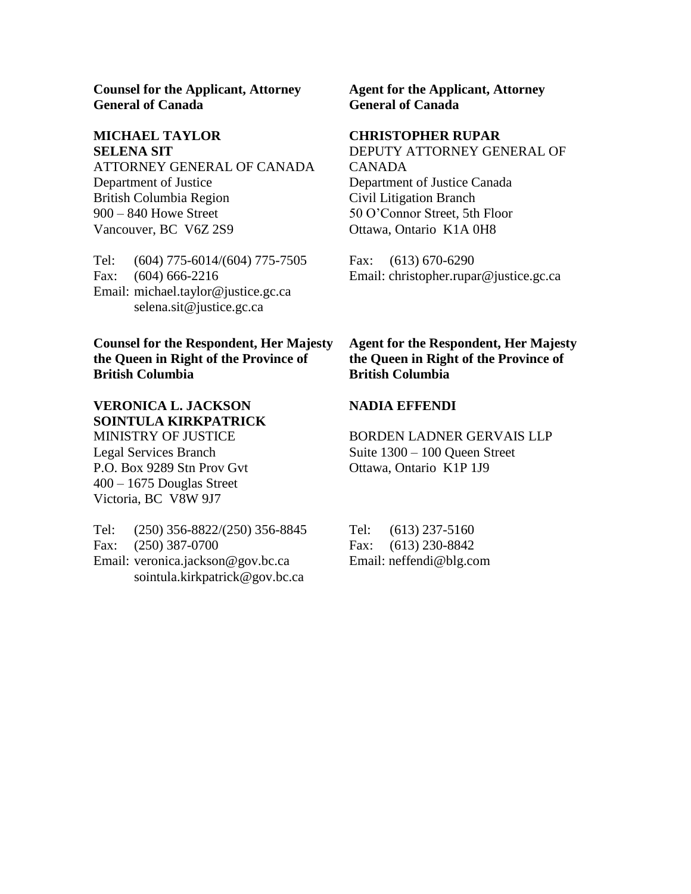**Counsel for the Applicant, Attorney General of Canada**

**MICHAEL TAYLOR**
**SELENA SIT**
ATTORNEY GENERAL OF CANADA
Department of Justice
British Columbia Region
900 – 840 Howe Street
Vancouver, BC V6Z 2S9

Tel: (604) 775-6014/(604) 775-7505
Fax: (604) 666-2216
Email: michael.taylor@justice.gc.ca
selena.sit@justice.gc.ca

**Agent for the Applicant, Attorney General of Canada**

**CHRISTOPHER RUPAR**
DEPUTY ATTORNEY GENERAL OF CANADA
Department of Justice Canada
Civil Litigation Branch
50 O'Connor Street, 5th Floor
Ottawa, Ontario K1A 0H8

Fax: (613) 670-6290
Email: christopher.rupar@justice.gc.ca

**Counsel for the Respondent, Her Majesty the Queen in Right of the Province of British Columbia**

**VERONICA L. JACKSON**
**SOINTULA KIRKPATRICK**
MINISTRY OF JUSTICE
Legal Services Branch
P.O. Box 9289 Stn Prov Gvt
400 – 1675 Douglas Street
Victoria, BC V8W 9J7

Tel: (250) 356-8822/(250) 356-8845
Fax: (250) 387-0700
Email: veronica.jackson@gov.bc.ca
sointula.kirkpatrick@gov.bc.ca

**Agent for the Respondent, Her Majesty the Queen in Right of the Province of British Columbia**

**NADIA EFFENDI**

BORDEN LADNER GERVAIS LLP
Suite 1300 – 100 Queen Street
Ottawa, Ontario K1P 1J9

Tel: (613) 237-5160
Fax: (613) 230-8842
Email: neffendi@blg.com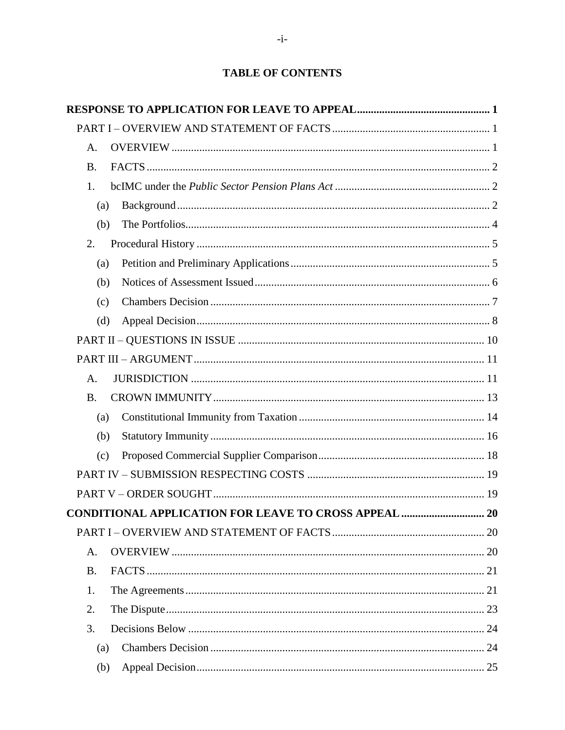# TABLE OF CONTENTS

**RESPONSE TO APPLICATION FOR LEAVE TO APPEAL** ..... **1**

- PART I – OVERVIEW AND STATEMENT OF FACTS ..... 1
  - A. OVERVIEW ..... 1
  - B. FACTS ..... 2
  - 1. bcIMC under the *Public Sector Pension Plans Act* ..... 2
    - (a) Background ..... 2
    - (b) The Portfolios ..... 4
  - 2. Procedural History ..... 5
    - (a) Petition and Preliminary Applications ..... 5
    - (b) Notices of Assessment Issued ..... 6
    - (c) Chambers Decision ..... 7
    - (d) Appeal Decision ..... 8
- PART II – QUESTIONS IN ISSUE ..... 10
- PART III – ARGUMENT ..... 11
  - A. JURISDICTION ..... 11
  - B. CROWN IMMUNITY ..... 13
    - (a) Constitutional Immunity from Taxation ..... 14
    - (b) Statutory Immunity ..... 16
    - (c) Proposed Commercial Supplier Comparison ..... 18
- PART IV – SUBMISSION RESPECTING COSTS ..... 19
- PART V – ORDER SOUGHT ..... 19

**CONDITIONAL APPLICATION FOR LEAVE TO CROSS APPEAL** ..... **20**

- PART I – OVERVIEW AND STATEMENT OF FACTS ..... 20
  - A. OVERVIEW ..... 20
  - B. FACTS ..... 21
  - 1. The Agreements ..... 21
  - 2. The Dispute ..... 23
  - 3. Decisions Below ..... 24
    - (a) Chambers Decision ..... 24
    - (b) Appeal Decision ..... 25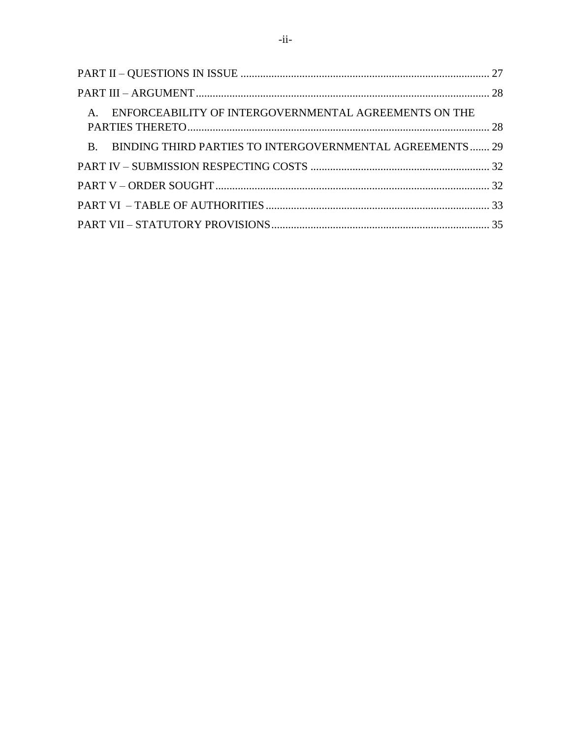PART II – QUESTIONS IN ISSUE ........................................................................................ 27

PART III – ARGUMENT ........................................................................................................ 28

A. ENFORCEABILITY OF INTERGOVERNMENTAL AGREEMENTS ON THE PARTIES THERETO ........................................................................................................... 28

B. BINDING THIRD PARTIES TO INTERGOVERNMENTAL AGREEMENTS ....... 29

PART IV – SUBMISSION RESPECTING COSTS ............................................................... 32

PART V – ORDER SOUGHT ................................................................................................ 32

PART VI – TABLE OF AUTHORITIES ............................................................................... 33

PART VII – STATUTORY PROVISIONS ............................................................................. 35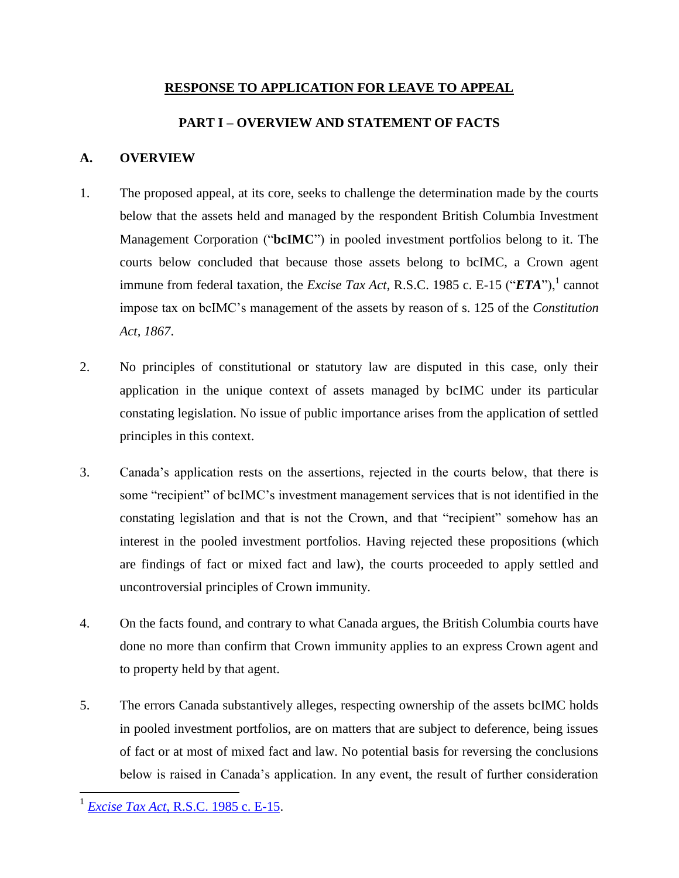# RESPONSE TO APPLICATION FOR LEAVE TO APPEAL

## PART I – OVERVIEW AND STATEMENT OF FACTS

### A. OVERVIEW

1. The proposed appeal, at its core, seeks to challenge the determination made by the courts below that the assets held and managed by the respondent British Columbia Investment Management Corporation ("**bcIMC**") in pooled investment portfolios belong to it. The courts below concluded that because those assets belong to bcIMC, a Crown agent immune from federal taxation, the *Excise Tax Act*, R.S.C. 1985 c. E-15 ("***ETA***"),[1] cannot impose tax on bcIMC's management of the assets by reason of s. 125 of the *Constitution Act, 1867*.

2. No principles of constitutional or statutory law are disputed in this case, only their application in the unique context of assets managed by bcIMC under its particular constating legislation. No issue of public importance arises from the application of settled principles in this context.

3. Canada's application rests on the assertions, rejected in the courts below, that there is some "recipient" of bcIMC's investment management services that is not identified in the constating legislation and that is not the Crown, and that "recipient" somehow has an interest in the pooled investment portfolios. Having rejected these propositions (which are findings of fact or mixed fact and law), the courts proceeded to apply settled and uncontroversial principles of Crown immunity.

4. On the facts found, and contrary to what Canada argues, the British Columbia courts have done no more than confirm that Crown immunity applies to an express Crown agent and to property held by that agent.

5. The errors Canada substantively alleges, respecting ownership of the assets bcIMC holds in pooled investment portfolios, are on matters that are subject to deference, being issues of fact or at most of mixed fact and law. No potential basis for reversing the conclusions below is raised in Canada's application. In any event, the result of further consideration

---

[1] *Excise Tax Act*, R.S.C. 1985 c. E-15.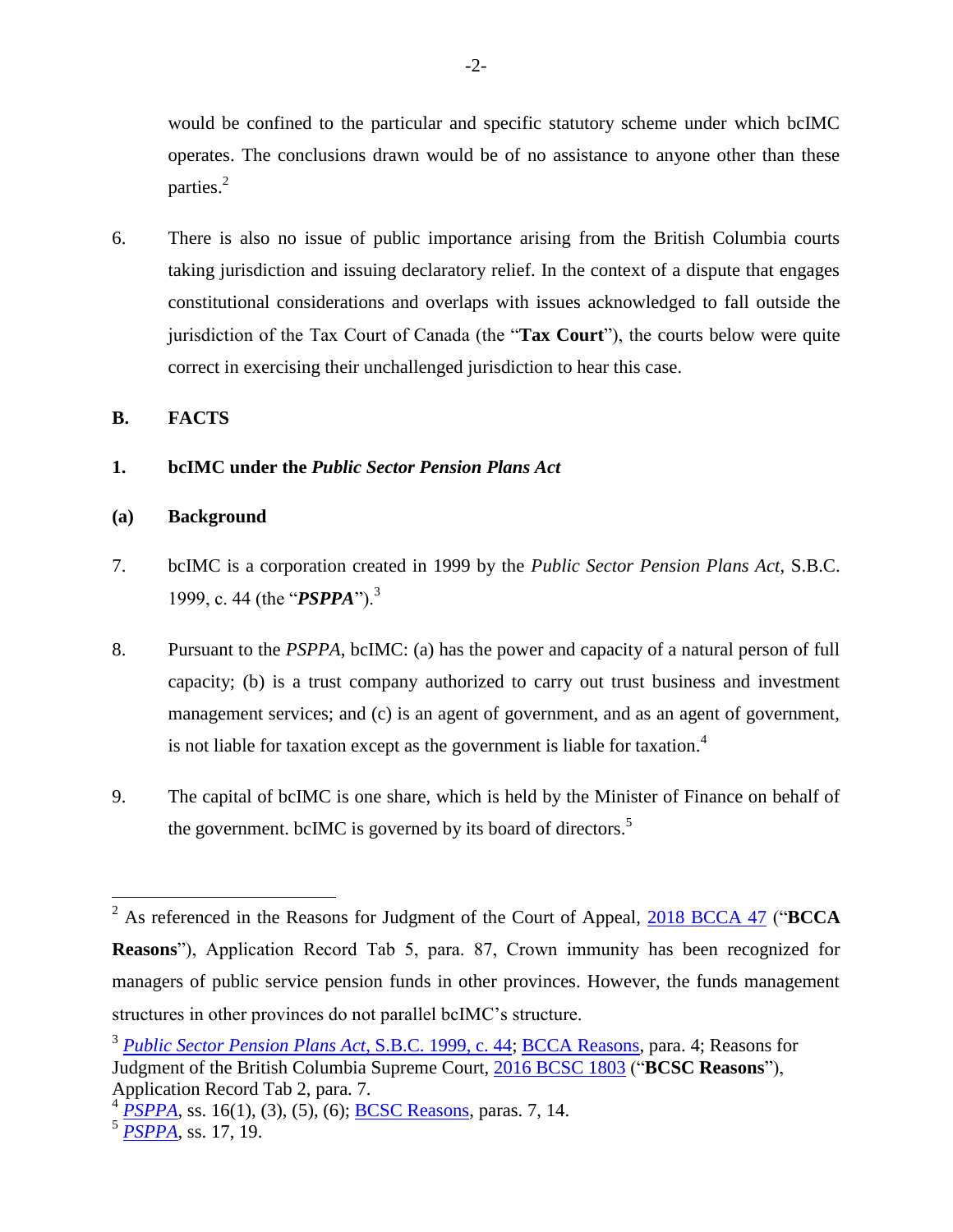would be confined to the particular and specific statutory scheme under which bcIMC operates. The conclusions drawn would be of no assistance to anyone other than these parties.[2]

6. There is also no issue of public importance arising from the British Columbia courts taking jurisdiction and issuing declaratory relief. In the context of a dispute that engages constitutional considerations and overlaps with issues acknowledged to fall outside the jurisdiction of the Tax Court of Canada (the "**Tax Court**"), the courts below were quite correct in exercising their unchallenged jurisdiction to hear this case.

## B. FACTS

### 1. bcIMC under the *Public Sector Pension Plans Act*

#### (a) Background

7. bcIMC is a corporation created in 1999 by the *Public Sector Pension Plans Act*, S.B.C. 1999, c. 44 (the "***PSPPA***").[3]

8. Pursuant to the *PSPPA*, bcIMC: (a) has the power and capacity of a natural person of full capacity; (b) is a trust company authorized to carry out trust business and investment management services; and (c) is an agent of government, and as an agent of government, is not liable for taxation except as the government is liable for taxation.[4]

9. The capital of bcIMC is one share, which is held by the Minister of Finance on behalf of the government. bcIMC is governed by its board of directors.[5]

---

[2] As referenced in the Reasons for Judgment of the Court of Appeal, 2018 BCCA 47 ("**BCCA Reasons**"), Application Record Tab 5, para. 87, Crown immunity has been recognized for managers of public service pension funds in other provinces. However, the funds management structures in other provinces do not parallel bcIMC's structure.

[3] *Public Sector Pension Plans Act*, S.B.C. 1999, c. 44; BCCA Reasons, para. 4; Reasons for Judgment of the British Columbia Supreme Court, 2016 BCSC 1803 ("**BCSC Reasons**"), Application Record Tab 2, para. 7.

[4] *PSPPA*, ss. 16(1), (3), (5), (6); BCSC Reasons, paras. 7, 14.

[5] *PSPPA*, ss. 17, 19.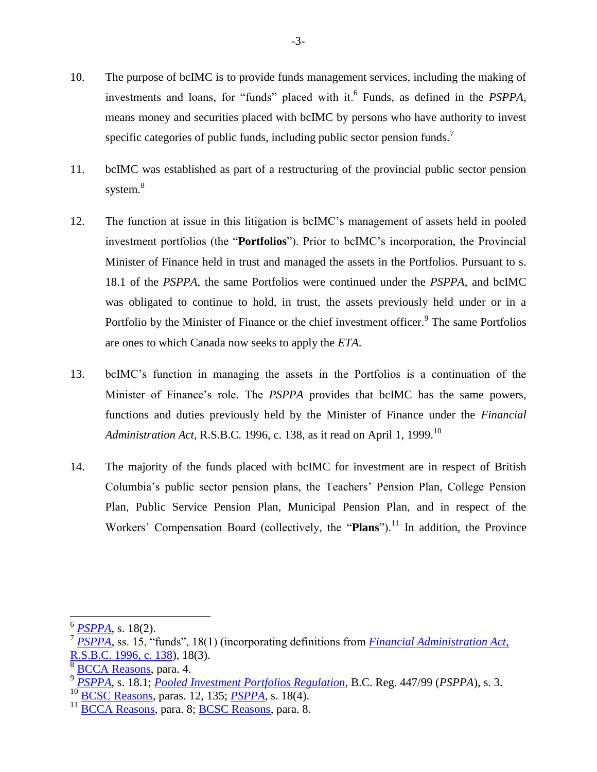10. The purpose of bcIMC is to provide funds management services, including the making of investments and loans, for "funds" placed with it.[6] Funds, as defined in the *PSPPA*, means money and securities placed with bcIMC by persons who have authority to invest specific categories of public funds, including public sector pension funds.[7]

11. bcIMC was established as part of a restructuring of the provincial public sector pension system.[8]

12. The function at issue in this litigation is bcIMC's management of assets held in pooled investment portfolios (the "**Portfolios**"). Prior to bcIMC's incorporation, the Provincial Minister of Finance held in trust and managed the assets in the Portfolios. Pursuant to s. 18.1 of the *PSPPA*, the same Portfolios were continued under the *PSPPA*, and bcIMC was obligated to continue to hold, in trust, the assets previously held under or in a Portfolio by the Minister of Finance or the chief investment officer.[9] The same Portfolios are ones to which Canada now seeks to apply the *ETA*.

13. bcIMC's function in managing the assets in the Portfolios is a continuation of the Minister of Finance's role. The *PSPPA* provides that bcIMC has the same powers, functions and duties previously held by the Minister of Finance under the *Financial Administration Act*, R.S.B.C. 1996, c. 138, as it read on April 1, 1999.[10]

14. The majority of the funds placed with bcIMC for investment are in respect of British Columbia's public sector pension plans, the Teachers' Pension Plan, College Pension Plan, Public Service Pension Plan, Municipal Pension Plan, and in respect of the Workers' Compensation Board (collectively, the "**Plans**").[11] In addition, the Province

---

[6] *PSPPA*, s. 18(2).

[7] *PSPPA*, ss. 15, "funds", 18(1) (incorporating definitions from *Financial Administration Act*, R.S.B.C. 1996, c. 138), 18(3).

[8] BCCA Reasons, para. 4.

[9] *PSPPA*, s. 18.1; *Pooled Investment Portfolios Regulation*, B.C. Reg. 447/99 (*PSPPA*), s. 3.

[10] BCSC Reasons, paras. 12, 135; *PSPPA*, s. 18(4).

[11] BCCA Reasons, para. 8; BCSC Reasons, para. 8.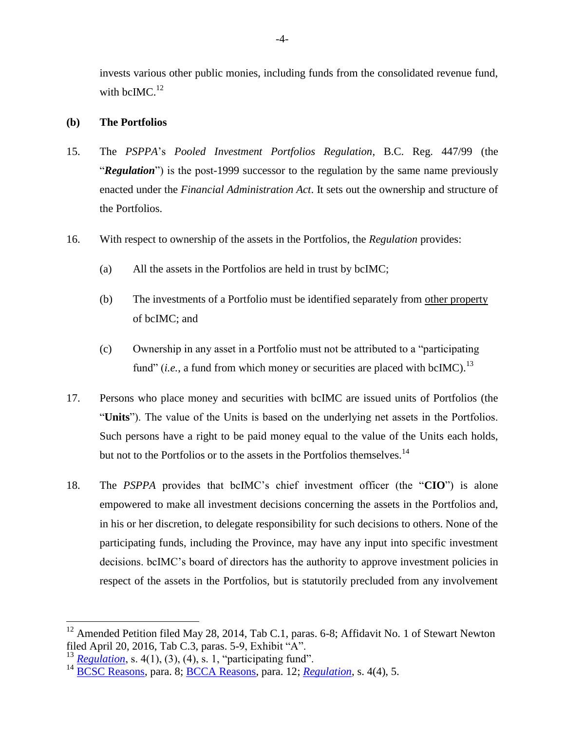invests various other public monies, including funds from the consolidated revenue fund, with bcIMC.[12]

**(b) The Portfolios**

15. The *PSPPA*'s *Pooled Investment Portfolios Regulation*, B.C. Reg. 447/99 (the "***Regulation***") is the post-1999 successor to the regulation by the same name previously enacted under the *Financial Administration Act*. It sets out the ownership and structure of the Portfolios.

16. With respect to ownership of the assets in the Portfolios, the *Regulation* provides:

    (a) All the assets in the Portfolios are held in trust by bcIMC;

    (b) The investments of a Portfolio must be identified separately from <u>other property</u> of bcIMC; and

    (c) Ownership in any asset in a Portfolio must not be attributed to a "participating fund" (*i.e.*, a fund from which money or securities are placed with bcIMC).[13]

17. Persons who place money and securities with bcIMC are issued units of Portfolios (the "**Units**"). The value of the Units is based on the underlying net assets in the Portfolios. Such persons have a right to be paid money equal to the value of the Units each holds, but not to the Portfolios or to the assets in the Portfolios themselves.[14]

18. The *PSPPA* provides that bcIMC's chief investment officer (the "**CIO**") is alone empowered to make all investment decisions concerning the assets in the Portfolios and, in his or her discretion, to delegate responsibility for such decisions to others. None of the participating funds, including the Province, may have any input into specific investment decisions. bcIMC's board of directors has the authority to approve investment policies in respect of the assets in the Portfolios, but is statutorily precluded from any involvement

---

[12] Amended Petition filed May 28, 2014, Tab C.1, paras. 6-8; Affidavit No. 1 of Stewart Newton filed April 20, 2016, Tab C.3, paras. 5-9, Exhibit "A".

[13] *Regulation*, s. 4(1), (3), (4), s. 1, "participating fund".

[14] BCSC Reasons, para. 8; BCCA Reasons, para. 12; *Regulation*, s. 4(4), 5.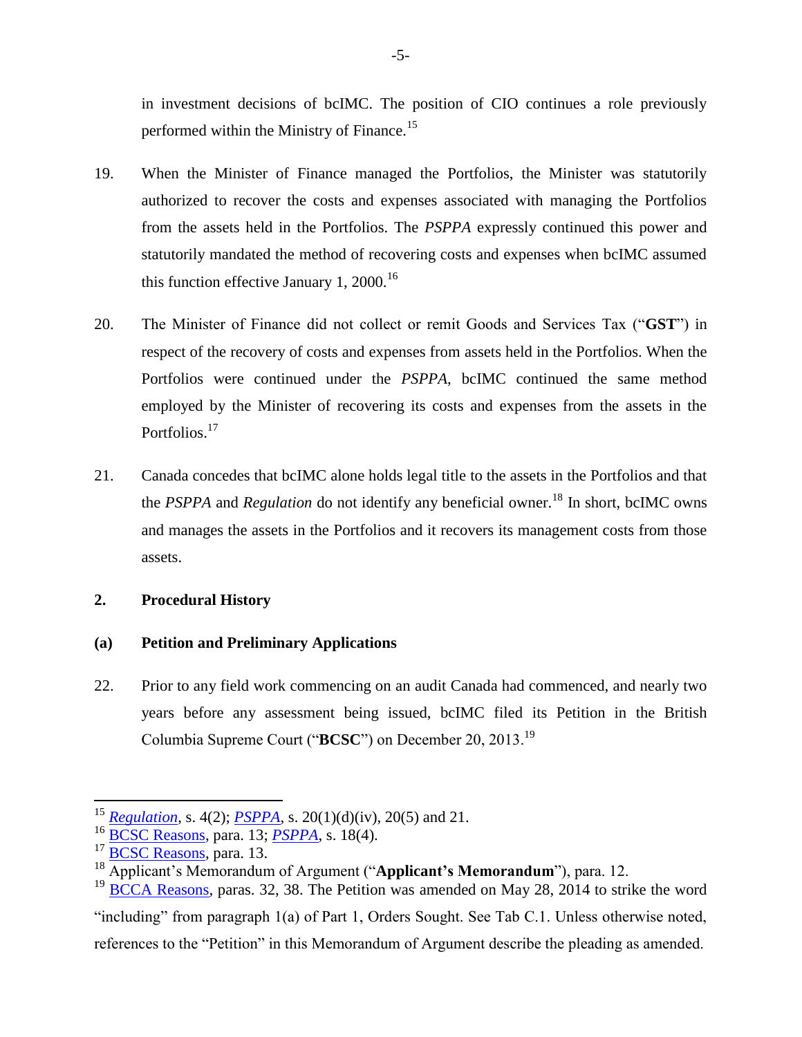in investment decisions of bcIMC. The position of CIO continues a role previously performed within the Ministry of Finance.[15]

19. When the Minister of Finance managed the Portfolios, the Minister was statutorily authorized to recover the costs and expenses associated with managing the Portfolios from the assets held in the Portfolios. The *PSPPA* expressly continued this power and statutorily mandated the method of recovering costs and expenses when bcIMC assumed this function effective January 1, 2000.[16]

20. The Minister of Finance did not collect or remit Goods and Services Tax ("**GST**") in respect of the recovery of costs and expenses from assets held in the Portfolios. When the Portfolios were continued under the *PSPPA*, bcIMC continued the same method employed by the Minister of recovering its costs and expenses from the assets in the Portfolios.[17]

21. Canada concedes that bcIMC alone holds legal title to the assets in the Portfolios and that the *PSPPA* and *Regulation* do not identify any beneficial owner.[18] In short, bcIMC owns and manages the assets in the Portfolios and it recovers its management costs from those assets.

## 2. Procedural History

### (a) Petition and Preliminary Applications

22. Prior to any field work commencing on an audit Canada had commenced, and nearly two years before any assessment being issued, bcIMC filed its Petition in the British Columbia Supreme Court ("**BCSC**") on December 20, 2013.[19]

---

[15] *Regulation*, s. 4(2); *PSPPA*, s. 20(1)(d)(iv), 20(5) and 21.

[16] BCSC Reasons, para. 13; *PSPPA*, s. 18(4).

[17] BCSC Reasons, para. 13.

[18] Applicant's Memorandum of Argument ("**Applicant's Memorandum**"), para. 12.

[19] BCCA Reasons, paras. 32, 38. The Petition was amended on May 28, 2014 to strike the word "including" from paragraph 1(a) of Part 1, Orders Sought. See Tab C.1. Unless otherwise noted, references to the "Petition" in this Memorandum of Argument describe the pleading as amended.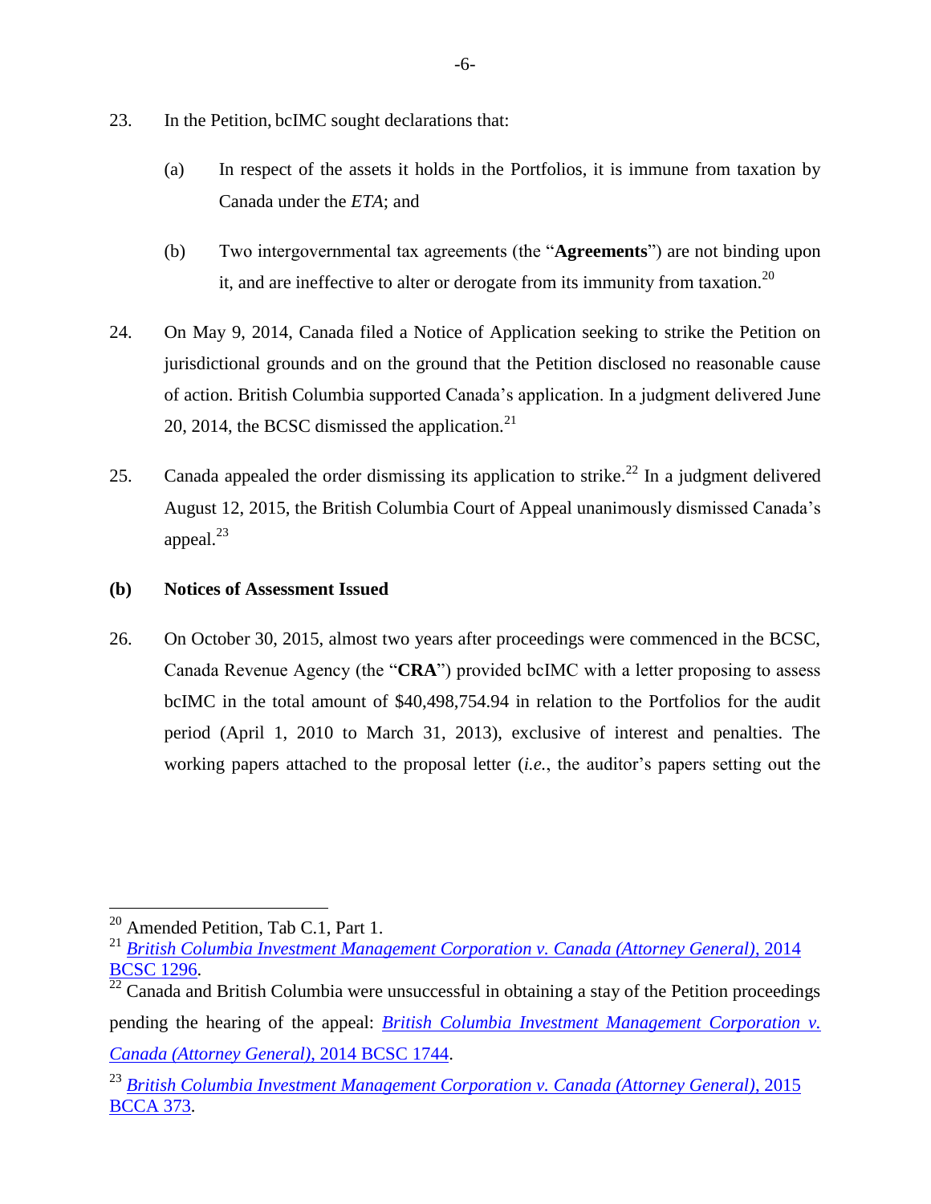23. In the Petition, bcIMC sought declarations that:

    (a) In respect of the assets it holds in the Portfolios, it is immune from taxation by Canada under the *ETA*; and

    (b) Two intergovernmental tax agreements (the "**Agreements**") are not binding upon it, and are ineffective to alter or derogate from its immunity from taxation.[20]

24. On May 9, 2014, Canada filed a Notice of Application seeking to strike the Petition on jurisdictional grounds and on the ground that the Petition disclosed no reasonable cause of action. British Columbia supported Canada's application. In a judgment delivered June 20, 2014, the BCSC dismissed the application.[21]

25. Canada appealed the order dismissing its application to strike.[22] In a judgment delivered August 12, 2015, the British Columbia Court of Appeal unanimously dismissed Canada's appeal.[23]

**(b) Notices of Assessment Issued**

26. On October 30, 2015, almost two years after proceedings were commenced in the BCSC, Canada Revenue Agency (the "**CRA**") provided bcIMC with a letter proposing to assess bcIMC in the total amount of $40,498,754.94 in relation to the Portfolios for the audit period (April 1, 2010 to March 31, 2013), exclusive of interest and penalties. The working papers attached to the proposal letter (*i.e.*, the auditor's papers setting out the

---

[20] Amended Petition, Tab C.1, Part 1.

[21] *British Columbia Investment Management Corporation v. Canada (Attorney General)*, 2014 BCSC 1296.

[22] Canada and British Columbia were unsuccessful in obtaining a stay of the Petition proceedings pending the hearing of the appeal: *British Columbia Investment Management Corporation v. Canada (Attorney General)*, 2014 BCSC 1744.

[23] *British Columbia Investment Management Corporation v. Canada (Attorney General)*, 2015 BCCA 373.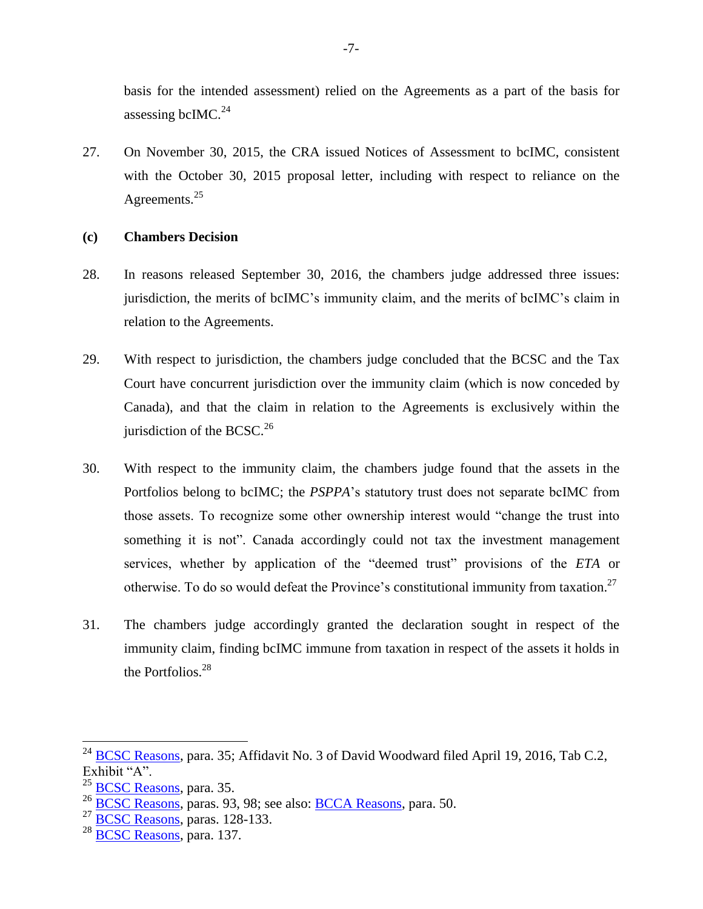basis for the intended assessment) relied on the Agreements as a part of the basis for assessing bcIMC.[24]

27. On November 30, 2015, the CRA issued Notices of Assessment to bcIMC, consistent with the October 30, 2015 proposal letter, including with respect to reliance on the Agreements.[25]

**(c) Chambers Decision**

28. In reasons released September 30, 2016, the chambers judge addressed three issues: jurisdiction, the merits of bcIMC's immunity claim, and the merits of bcIMC's claim in relation to the Agreements.

29. With respect to jurisdiction, the chambers judge concluded that the BCSC and the Tax Court have concurrent jurisdiction over the immunity claim (which is now conceded by Canada), and that the claim in relation to the Agreements is exclusively within the jurisdiction of the BCSC.[26]

30. With respect to the immunity claim, the chambers judge found that the assets in the Portfolios belong to bcIMC; the *PSPPA*'s statutory trust does not separate bcIMC from those assets. To recognize some other ownership interest would "change the trust into something it is not". Canada accordingly could not tax the investment management services, whether by application of the "deemed trust" provisions of the *ETA* or otherwise. To do so would defeat the Province's constitutional immunity from taxation.[27]

31. The chambers judge accordingly granted the declaration sought in respect of the immunity claim, finding bcIMC immune from taxation in respect of the assets it holds in the Portfolios.[28]

---

[24] BCSC Reasons, para. 35; Affidavit No. 3 of David Woodward filed April 19, 2016, Tab C.2, Exhibit "A".

[25] BCSC Reasons, para. 35.

[26] BCSC Reasons, paras. 93, 98; see also: BCCA Reasons, para. 50.

[27] BCSC Reasons, paras. 128-133.

[28] BCSC Reasons, para. 137.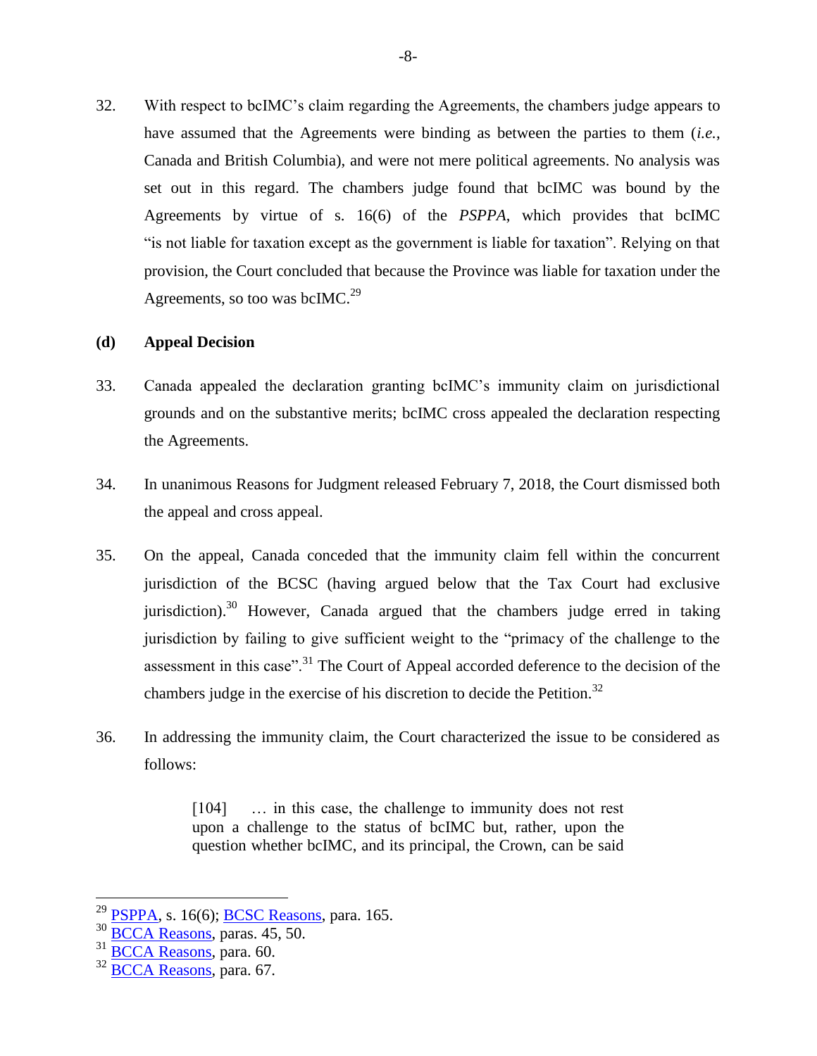32. With respect to bcIMC's claim regarding the Agreements, the chambers judge appears to have assumed that the Agreements were binding as between the parties to them (*i.e.*, Canada and British Columbia), and were not mere political agreements. No analysis was set out in this regard. The chambers judge found that bcIMC was bound by the Agreements by virtue of s. 16(6) of the *PSPPA*, which provides that bcIMC "is not liable for taxation except as the government is liable for taxation". Relying on that provision, the Court concluded that because the Province was liable for taxation under the Agreements, so too was bcIMC.[29]

### (d) Appeal Decision

33. Canada appealed the declaration granting bcIMC's immunity claim on jurisdictional grounds and on the substantive merits; bcIMC cross appealed the declaration respecting the Agreements.

34. In unanimous Reasons for Judgment released February 7, 2018, the Court dismissed both the appeal and cross appeal.

35. On the appeal, Canada conceded that the immunity claim fell within the concurrent jurisdiction of the BCSC (having argued below that the Tax Court had exclusive jurisdiction).[30] However, Canada argued that the chambers judge erred in taking jurisdiction by failing to give sufficient weight to the "primacy of the challenge to the assessment in this case".[31] The Court of Appeal accorded deference to the decision of the chambers judge in the exercise of his discretion to decide the Petition.[32]

36. In addressing the immunity claim, the Court characterized the issue to be considered as follows:

> [104] … in this case, the challenge to immunity does not rest upon a challenge to the status of bcIMC but, rather, upon the question whether bcIMC, and its principal, the Crown, can be said

---

[29] PSPPA, s. 16(6); BCSC Reasons, para. 165.
[30] BCCA Reasons, paras. 45, 50.
[31] BCCA Reasons, para. 60.
[32] BCCA Reasons, para. 67.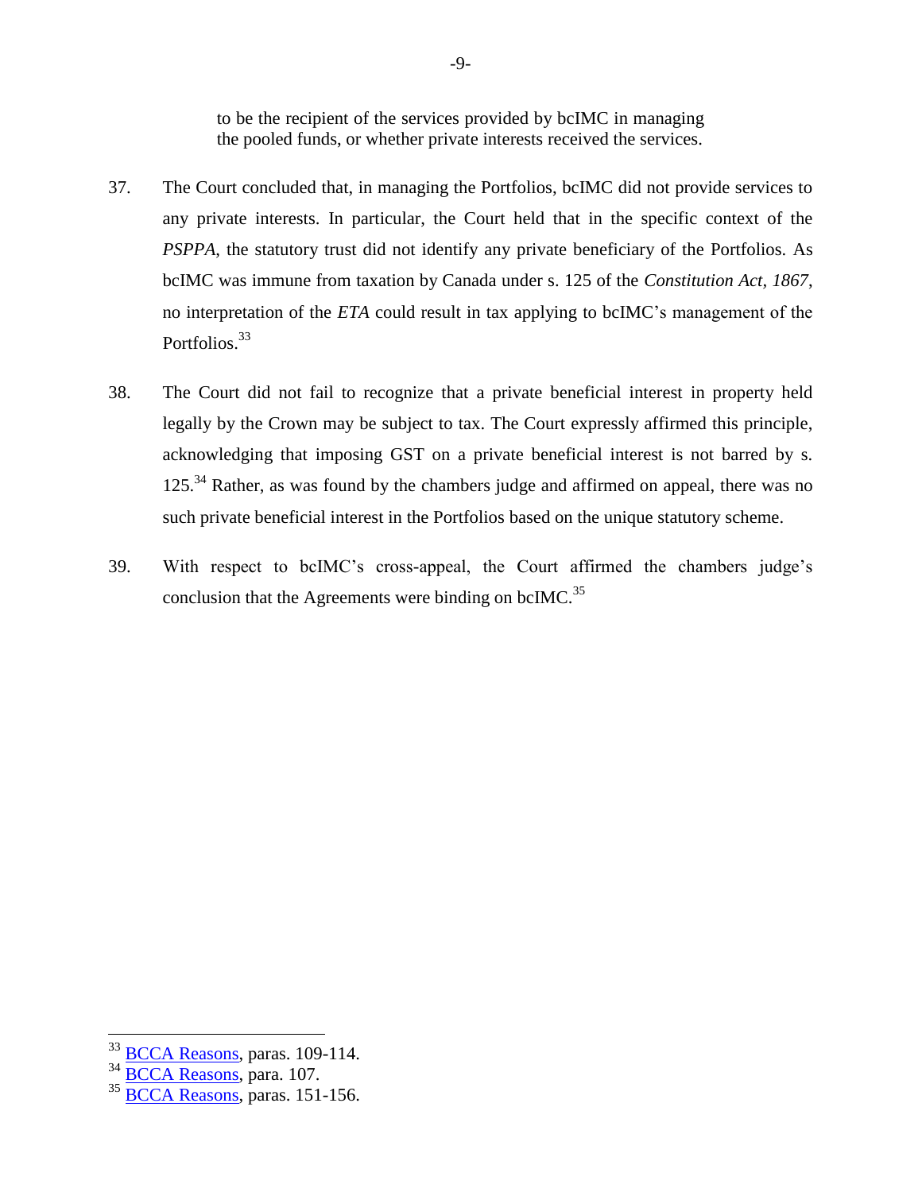to be the recipient of the services provided by bcIMC in managing the pooled funds, or whether private interests received the services.

37. The Court concluded that, in managing the Portfolios, bcIMC did not provide services to any private interests. In particular, the Court held that in the specific context of the *PSPPA*, the statutory trust did not identify any private beneficiary of the Portfolios. As bcIMC was immune from taxation by Canada under s. 125 of the *Constitution Act, 1867*, no interpretation of the *ETA* could result in tax applying to bcIMC's management of the Portfolios.[33]

38. The Court did not fail to recognize that a private beneficial interest in property held legally by the Crown may be subject to tax. The Court expressly affirmed this principle, acknowledging that imposing GST on a private beneficial interest is not barred by s. 125.[34] Rather, as was found by the chambers judge and affirmed on appeal, there was no such private beneficial interest in the Portfolios based on the unique statutory scheme.

39. With respect to bcIMC's cross-appeal, the Court affirmed the chambers judge's conclusion that the Agreements were binding on bcIMC.[35]

---

[33] BCCA Reasons, paras. 109-114.

[34] BCCA Reasons, para. 107.

[35] BCCA Reasons, paras. 151-156.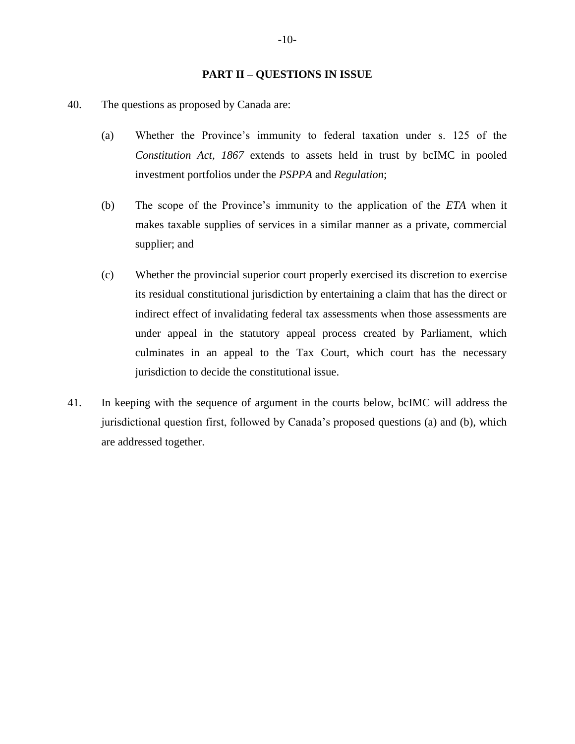## PART II – QUESTIONS IN ISSUE

40. The questions as proposed by Canada are:

   (a) Whether the Province's immunity to federal taxation under s. 125 of the *Constitution Act, 1867* extends to assets held in trust by bcIMC in pooled investment portfolios under the *PSPPA* and *Regulation*;

   (b) The scope of the Province's immunity to the application of the *ETA* when it makes taxable supplies of services in a similar manner as a private, commercial supplier; and

   (c) Whether the provincial superior court properly exercised its discretion to exercise its residual constitutional jurisdiction by entertaining a claim that has the direct or indirect effect of invalidating federal tax assessments when those assessments are under appeal in the statutory appeal process created by Parliament, which culminates in an appeal to the Tax Court, which court has the necessary jurisdiction to decide the constitutional issue.

41. In keeping with the sequence of argument in the courts below, bcIMC will address the jurisdictional question first, followed by Canada's proposed questions (a) and (b), which are addressed together.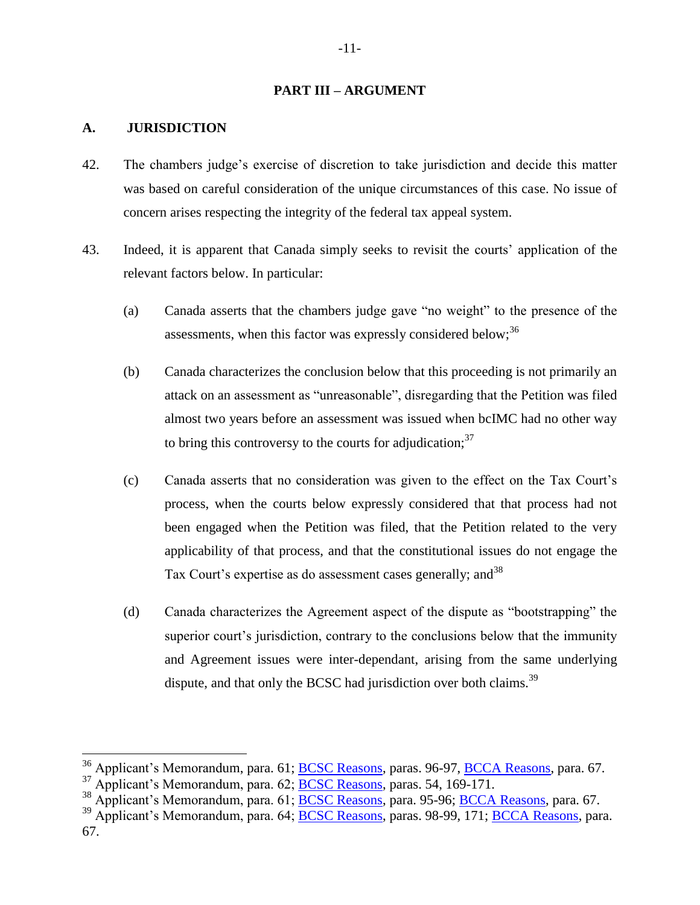## PART III – ARGUMENT

### A. JURISDICTION

42. The chambers judge's exercise of discretion to take jurisdiction and decide this matter was based on careful consideration of the unique circumstances of this case. No issue of concern arises respecting the integrity of the federal tax appeal system.

43. Indeed, it is apparent that Canada simply seeks to revisit the courts' application of the relevant factors below. In particular:

    (a) Canada asserts that the chambers judge gave "no weight" to the presence of the assessments, when this factor was expressly considered below;[36]

    (b) Canada characterizes the conclusion below that this proceeding is not primarily an attack on an assessment as "unreasonable", disregarding that the Petition was filed almost two years before an assessment was issued when bcIMC had no other way to bring this controversy to the courts for adjudication;[37]

    (c) Canada asserts that no consideration was given to the effect on the Tax Court's process, when the courts below expressly considered that that process had not been engaged when the Petition was filed, that the Petition related to the very applicability of that process, and that the constitutional issues do not engage the Tax Court's expertise as do assessment cases generally; and[38]

    (d) Canada characterizes the Agreement aspect of the dispute as "bootstrapping" the superior court's jurisdiction, contrary to the conclusions below that the immunity and Agreement issues were inter-dependant, arising from the same underlying dispute, and that only the BCSC had jurisdiction over both claims.[39]

---

[36] Applicant's Memorandum, para. 61; BCSC Reasons, paras. 96-97, BCCA Reasons, para. 67.

[37] Applicant's Memorandum, para. 62; BCSC Reasons, paras. 54, 169-171.

[38] Applicant's Memorandum, para. 61; BCSC Reasons, para. 95-96; BCCA Reasons, para. 67.

[39] Applicant's Memorandum, para. 64; BCSC Reasons, paras. 98-99, 171; BCCA Reasons, para. 67.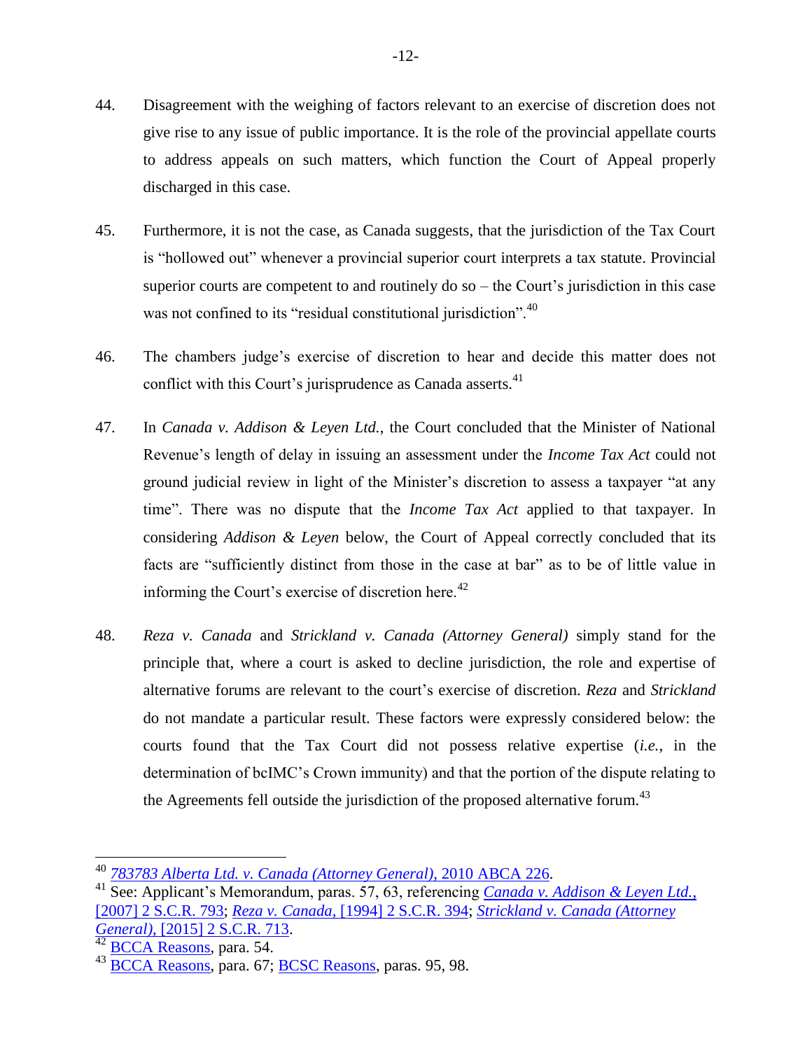44. Disagreement with the weighing of factors relevant to an exercise of discretion does not give rise to any issue of public importance. It is the role of the provincial appellate courts to address appeals on such matters, which function the Court of Appeal properly discharged in this case.

45. Furthermore, it is not the case, as Canada suggests, that the jurisdiction of the Tax Court is "hollowed out" whenever a provincial superior court interprets a tax statute. Provincial superior courts are competent to and routinely do so – the Court's jurisdiction in this case was not confined to its "residual constitutional jurisdiction".[40]

46. The chambers judge's exercise of discretion to hear and decide this matter does not conflict with this Court's jurisprudence as Canada asserts.[41]

47. In *Canada v. Addison & Leyen Ltd.*, the Court concluded that the Minister of National Revenue's length of delay in issuing an assessment under the *Income Tax Act* could not ground judicial review in light of the Minister's discretion to assess a taxpayer "at any time". There was no dispute that the *Income Tax Act* applied to that taxpayer. In considering *Addison & Leyen* below, the Court of Appeal correctly concluded that its facts are "sufficiently distinct from those in the case at bar" as to be of little value in informing the Court's exercise of discretion here.[42]

48. *Reza v. Canada* and *Strickland v. Canada (Attorney General)* simply stand for the principle that, where a court is asked to decline jurisdiction, the role and expertise of alternative forums are relevant to the court's exercise of discretion. *Reza* and *Strickland* do not mandate a particular result. These factors were expressly considered below: the courts found that the Tax Court did not possess relative expertise (*i.e.*, in the determination of bcIMC's Crown immunity) and that the portion of the dispute relating to the Agreements fell outside the jurisdiction of the proposed alternative forum.[43]

---

[40] *783783 Alberta Ltd. v. Canada (Attorney General)*, 2010 ABCA 226.

[41] See: Applicant's Memorandum, paras. 57, 63, referencing *Canada v. Addison & Leyen Ltd.*, [2007] 2 S.C.R. 793; *Reza v. Canada*, [1994] 2 S.C.R. 394; *Strickland v. Canada (Attorney General)*, [2015] 2 S.C.R. 713.

[42] BCCA Reasons, para. 54.

[43] BCCA Reasons, para. 67; BCSC Reasons, paras. 95, 98.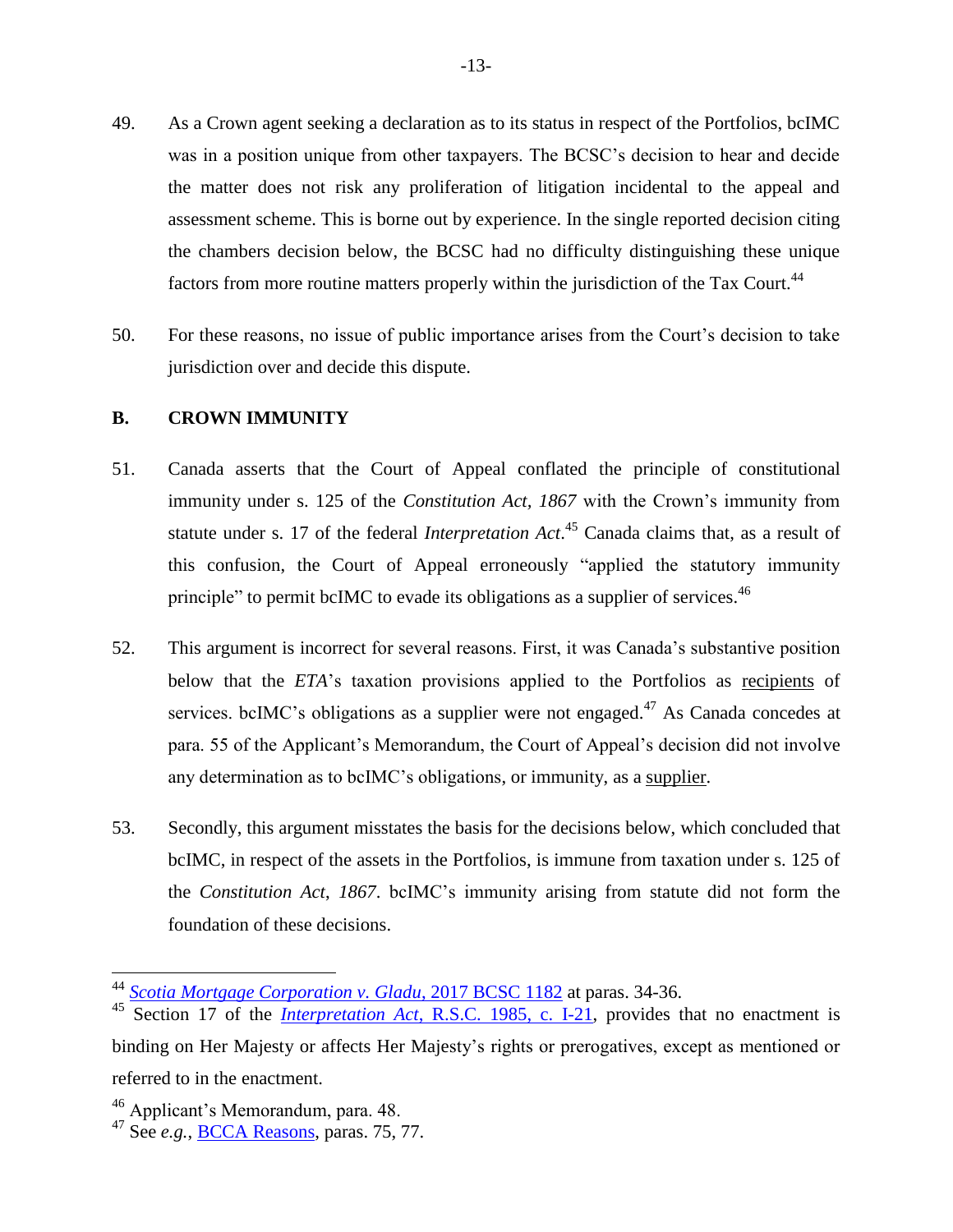49. As a Crown agent seeking a declaration as to its status in respect of the Portfolios, bcIMC was in a position unique from other taxpayers. The BCSC's decision to hear and decide the matter does not risk any proliferation of litigation incidental to the appeal and assessment scheme. This is borne out by experience. In the single reported decision citing the chambers decision below, the BCSC had no difficulty distinguishing these unique factors from more routine matters properly within the jurisdiction of the Tax Court.[44]

50. For these reasons, no issue of public importance arises from the Court's decision to take jurisdiction over and decide this dispute.

## B. CROWN IMMUNITY

51. Canada asserts that the Court of Appeal conflated the principle of constitutional immunity under s. 125 of the *Constitution Act, 1867* with the Crown's immunity from statute under s. 17 of the federal *Interpretation Act*.[45] Canada claims that, as a result of this confusion, the Court of Appeal erroneously "applied the statutory immunity principle" to permit bcIMC to evade its obligations as a supplier of services.[46]

52. This argument is incorrect for several reasons. First, it was Canada's substantive position below that the *ETA*'s taxation provisions applied to the Portfolios as recipients of services. bcIMC's obligations as a supplier were not engaged.[47] As Canada concedes at para. 55 of the Applicant's Memorandum, the Court of Appeal's decision did not involve any determination as to bcIMC's obligations, or immunity, as a supplier.

53. Secondly, this argument misstates the basis for the decisions below, which concluded that bcIMC, in respect of the assets in the Portfolios, is immune from taxation under s. 125 of the *Constitution Act*, *1867*. bcIMC's immunity arising from statute did not form the foundation of these decisions.

---

[44] *Scotia Mortgage Corporation v. Gladu*, 2017 BCSC 1182 at paras. 34-36.

[45] Section 17 of the *Interpretation Act*, R.S.C. 1985, c. I-21, provides that no enactment is binding on Her Majesty or affects Her Majesty's rights or prerogatives, except as mentioned or referred to in the enactment.

[46] Applicant's Memorandum, para. 48.

[47] See *e.g.*, BCCA Reasons, paras. 75, 77.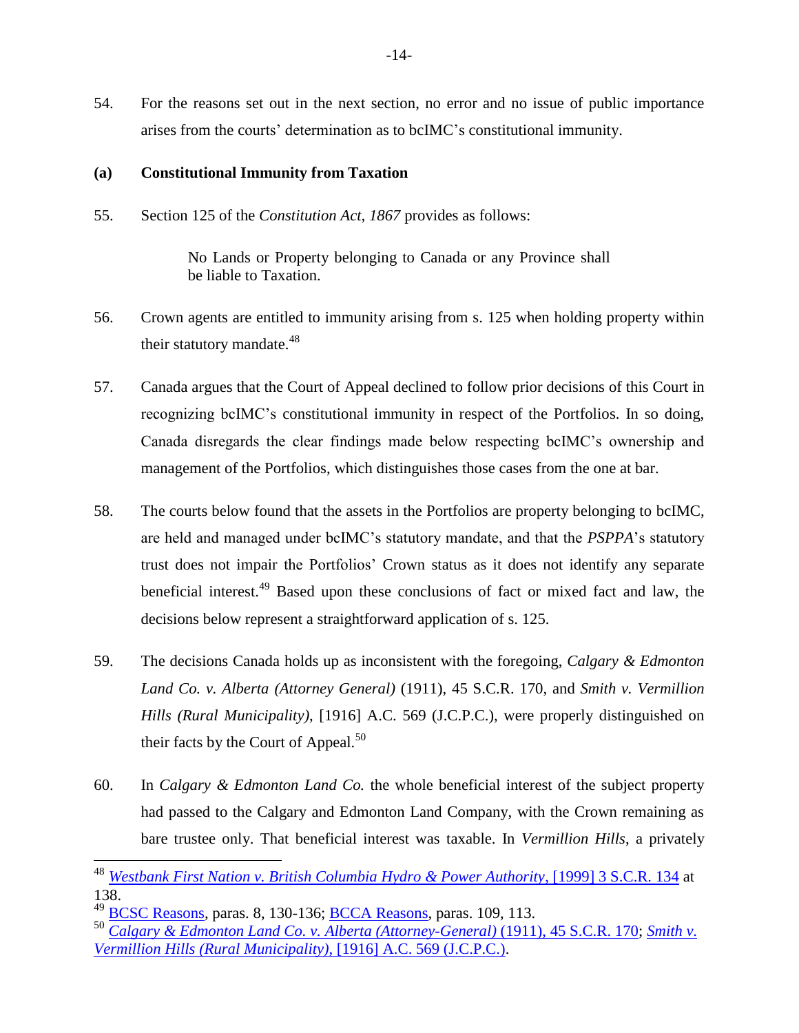54. For the reasons set out in the next section, no error and no issue of public importance arises from the courts' determination as to bcIMC's constitutional immunity.

### (a) Constitutional Immunity from Taxation

55. Section 125 of the *Constitution Act, 1867* provides as follows:

> No Lands or Property belonging to Canada or any Province shall be liable to Taxation.

56. Crown agents are entitled to immunity arising from s. 125 when holding property within their statutory mandate.[48]

57. Canada argues that the Court of Appeal declined to follow prior decisions of this Court in recognizing bcIMC's constitutional immunity in respect of the Portfolios. In so doing, Canada disregards the clear findings made below respecting bcIMC's ownership and management of the Portfolios, which distinguishes those cases from the one at bar.

58. The courts below found that the assets in the Portfolios are property belonging to bcIMC, are held and managed under bcIMC's statutory mandate, and that the *PSPPA*'s statutory trust does not impair the Portfolios' Crown status as it does not identify any separate beneficial interest.[49] Based upon these conclusions of fact or mixed fact and law, the decisions below represent a straightforward application of s. 125.

59. The decisions Canada holds up as inconsistent with the foregoing, *Calgary & Edmonton Land Co. v. Alberta (Attorney General)* (1911), 45 S.C.R. 170, and *Smith v. Vermillion Hills (Rural Municipality)*, [1916] A.C. 569 (J.C.P.C.), were properly distinguished on their facts by the Court of Appeal.[50]

60. In *Calgary & Edmonton Land Co.* the whole beneficial interest of the subject property had passed to the Calgary and Edmonton Land Company, with the Crown remaining as bare trustee only. That beneficial interest was taxable. In *Vermillion Hills*, a privately

---

[48] *Westbank First Nation v. British Columbia Hydro & Power Authority*, [1999] 3 S.C.R. 134 at 138.

[49] BCSC Reasons, paras. 8, 130-136; BCCA Reasons, paras. 109, 113.

[50] *Calgary & Edmonton Land Co. v. Alberta (Attorney-General)* (1911), 45 S.C.R. 170; *Smith v. Vermillion Hills (Rural Municipality)*, [1916] A.C. 569 (J.C.P.C.).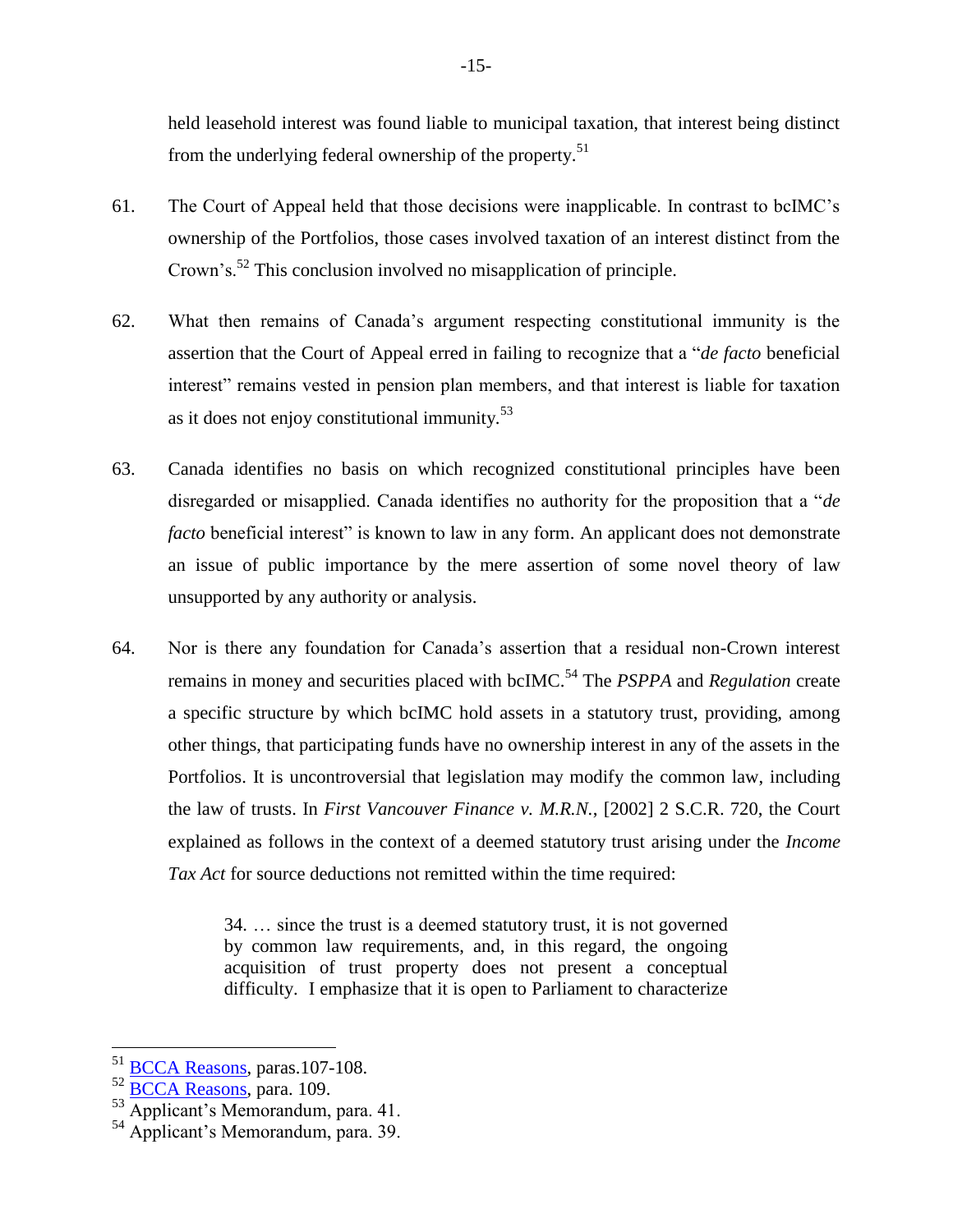held leasehold interest was found liable to municipal taxation, that interest being distinct from the underlying federal ownership of the property.[51]

61. The Court of Appeal held that those decisions were inapplicable. In contrast to bcIMC's ownership of the Portfolios, those cases involved taxation of an interest distinct from the Crown's.[52] This conclusion involved no misapplication of principle.

62. What then remains of Canada's argument respecting constitutional immunity is the assertion that the Court of Appeal erred in failing to recognize that a "*de facto* beneficial interest" remains vested in pension plan members, and that interest is liable for taxation as it does not enjoy constitutional immunity.[53]

63. Canada identifies no basis on which recognized constitutional principles have been disregarded or misapplied. Canada identifies no authority for the proposition that a "*de facto* beneficial interest" is known to law in any form. An applicant does not demonstrate an issue of public importance by the mere assertion of some novel theory of law unsupported by any authority or analysis.

64. Nor is there any foundation for Canada's assertion that a residual non-Crown interest remains in money and securities placed with bcIMC.[54] The *PSPPA* and *Regulation* create a specific structure by which bcIMC hold assets in a statutory trust, providing, among other things, that participating funds have no ownership interest in any of the assets in the Portfolios. It is uncontroversial that legislation may modify the common law, including the law of trusts. In *First Vancouver Finance v. M.R.N.*, [2002] 2 S.C.R. 720, the Court explained as follows in the context of a deemed statutory trust arising under the *Income Tax Act* for source deductions not remitted within the time required:

> 34. … since the trust is a deemed statutory trust, it is not governed by common law requirements, and, in this regard, the ongoing acquisition of trust property does not present a conceptual difficulty. I emphasize that it is open to Parliament to characterize

---

[51] BCCA Reasons, paras.107-108.

[52] BCCA Reasons, para. 109.

[53] Applicant's Memorandum, para. 41.

[54] Applicant's Memorandum, para. 39.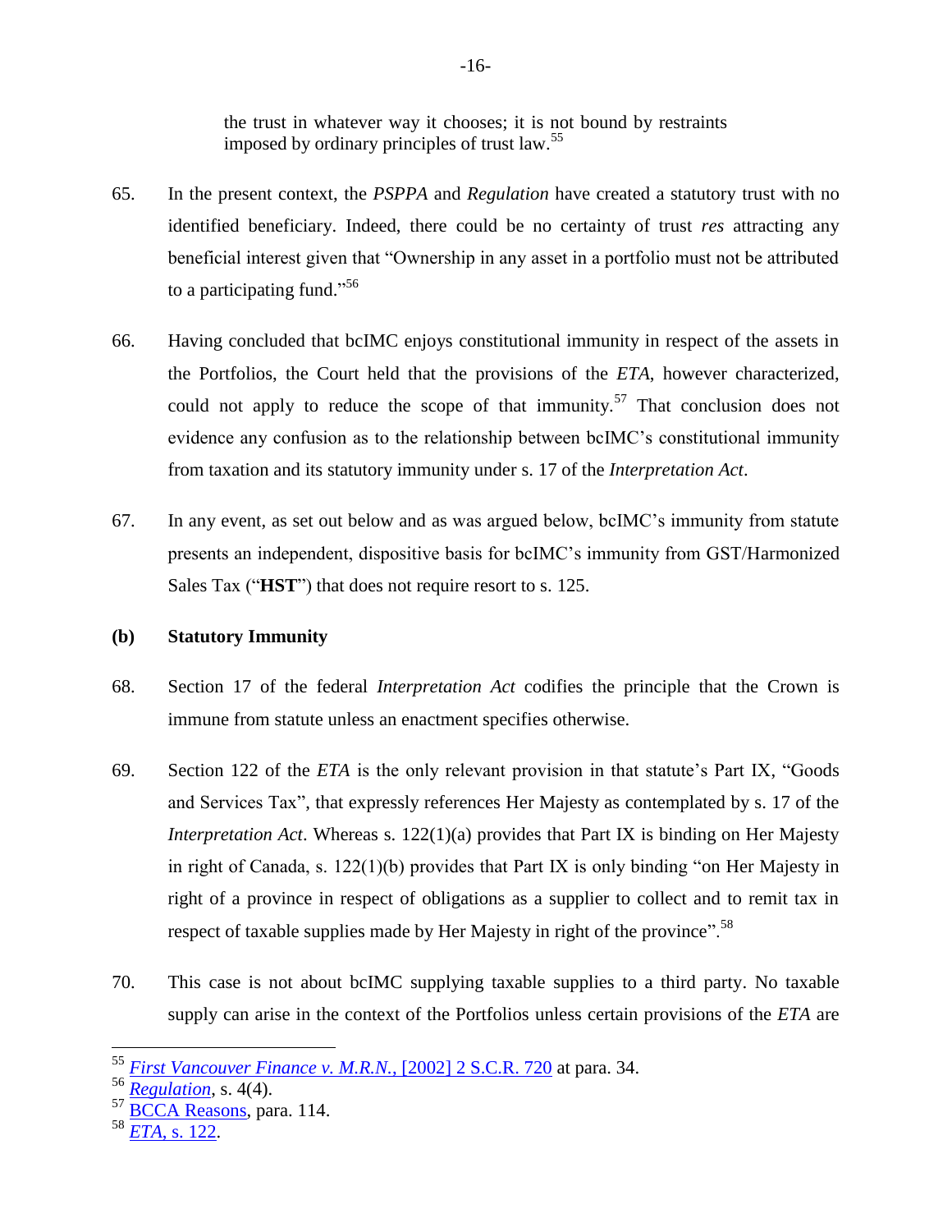the trust in whatever way it chooses; it is not bound by restraints imposed by ordinary principles of trust law.[55]

65. In the present context, the *PSPPA* and *Regulation* have created a statutory trust with no identified beneficiary. Indeed, there could be no certainty of trust *res* attracting any beneficial interest given that "Ownership in any asset in a portfolio must not be attributed to a participating fund."[56]

66. Having concluded that bcIMC enjoys constitutional immunity in respect of the assets in the Portfolios, the Court held that the provisions of the *ETA*, however characterized, could not apply to reduce the scope of that immunity.[57] That conclusion does not evidence any confusion as to the relationship between bcIMC's constitutional immunity from taxation and its statutory immunity under s. 17 of the *Interpretation Act*.

67. In any event, as set out below and as was argued below, bcIMC's immunity from statute presents an independent, dispositive basis for bcIMC's immunity from GST/Harmonized Sales Tax ("**HST**") that does not require resort to s. 125.

### (b) Statutory Immunity

68. Section 17 of the federal *Interpretation Act* codifies the principle that the Crown is immune from statute unless an enactment specifies otherwise.

69. Section 122 of the *ETA* is the only relevant provision in that statute's Part IX, "Goods and Services Tax", that expressly references Her Majesty as contemplated by s. 17 of the *Interpretation Act*. Whereas s. 122(1)(a) provides that Part IX is binding on Her Majesty in right of Canada, s. 122(1)(b) provides that Part IX is only binding "on Her Majesty in right of a province in respect of obligations as a supplier to collect and to remit tax in respect of taxable supplies made by Her Majesty in right of the province".[58]

70. This case is not about bcIMC supplying taxable supplies to a third party. No taxable supply can arise in the context of the Portfolios unless certain provisions of the *ETA* are

---

[55] *First Vancouver Finance v. M.R.N.*, [2002] 2 S.C.R. 720 at para. 34.

[56] *Regulation*, s. 4(4).

[57] BCCA Reasons, para. 114.

[58] *ETA*, s. 122.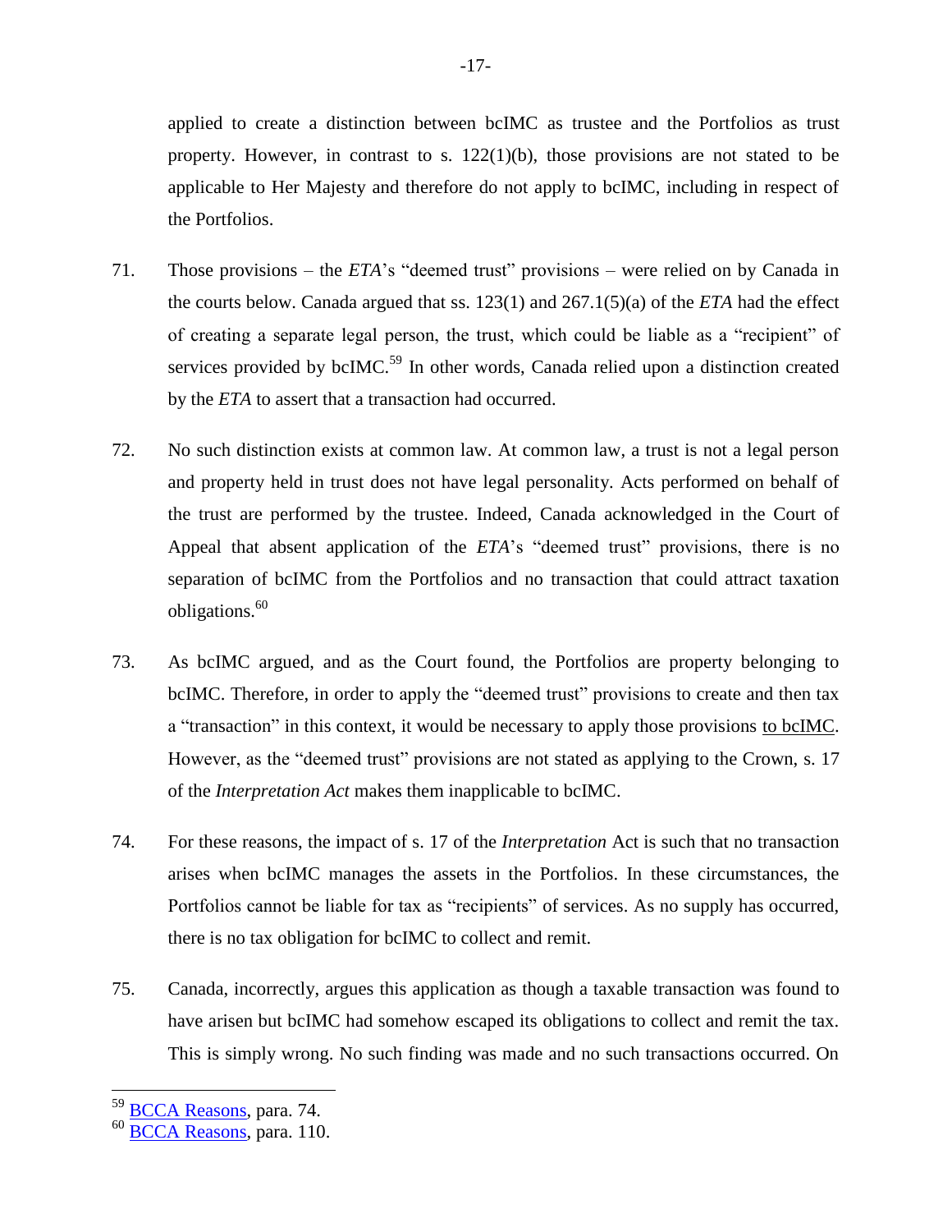applied to create a distinction between bcIMC as trustee and the Portfolios as trust property. However, in contrast to s. 122(1)(b), those provisions are not stated to be applicable to Her Majesty and therefore do not apply to bcIMC, including in respect of the Portfolios.

71. Those provisions – the *ETA*'s "deemed trust" provisions – were relied on by Canada in the courts below. Canada argued that ss. 123(1) and 267.1(5)(a) of the *ETA* had the effect of creating a separate legal person, the trust, which could be liable as a "recipient" of services provided by bcIMC.[59] In other words, Canada relied upon a distinction created by the *ETA* to assert that a transaction had occurred.

72. No such distinction exists at common law. At common law, a trust is not a legal person and property held in trust does not have legal personality. Acts performed on behalf of the trust are performed by the trustee. Indeed, Canada acknowledged in the Court of Appeal that absent application of the *ETA*'s "deemed trust" provisions, there is no separation of bcIMC from the Portfolios and no transaction that could attract taxation obligations.[60]

73. As bcIMC argued, and as the Court found, the Portfolios are property belonging to bcIMC. Therefore, in order to apply the "deemed trust" provisions to create and then tax a "transaction" in this context, it would be necessary to apply those provisions <u>to bcIMC</u>. However, as the "deemed trust" provisions are not stated as applying to the Crown, s. 17 of the *Interpretation Act* makes them inapplicable to bcIMC.

74. For these reasons, the impact of s. 17 of the *Interpretation* Act is such that no transaction arises when bcIMC manages the assets in the Portfolios. In these circumstances, the Portfolios cannot be liable for tax as "recipients" of services. As no supply has occurred, there is no tax obligation for bcIMC to collect and remit.

75. Canada, incorrectly, argues this application as though a taxable transaction was found to have arisen but bcIMC had somehow escaped its obligations to collect and remit the tax. This is simply wrong. No such finding was made and no such transactions occurred. On

---

[59] BCCA Reasons, para. 74.

[60] BCCA Reasons, para. 110.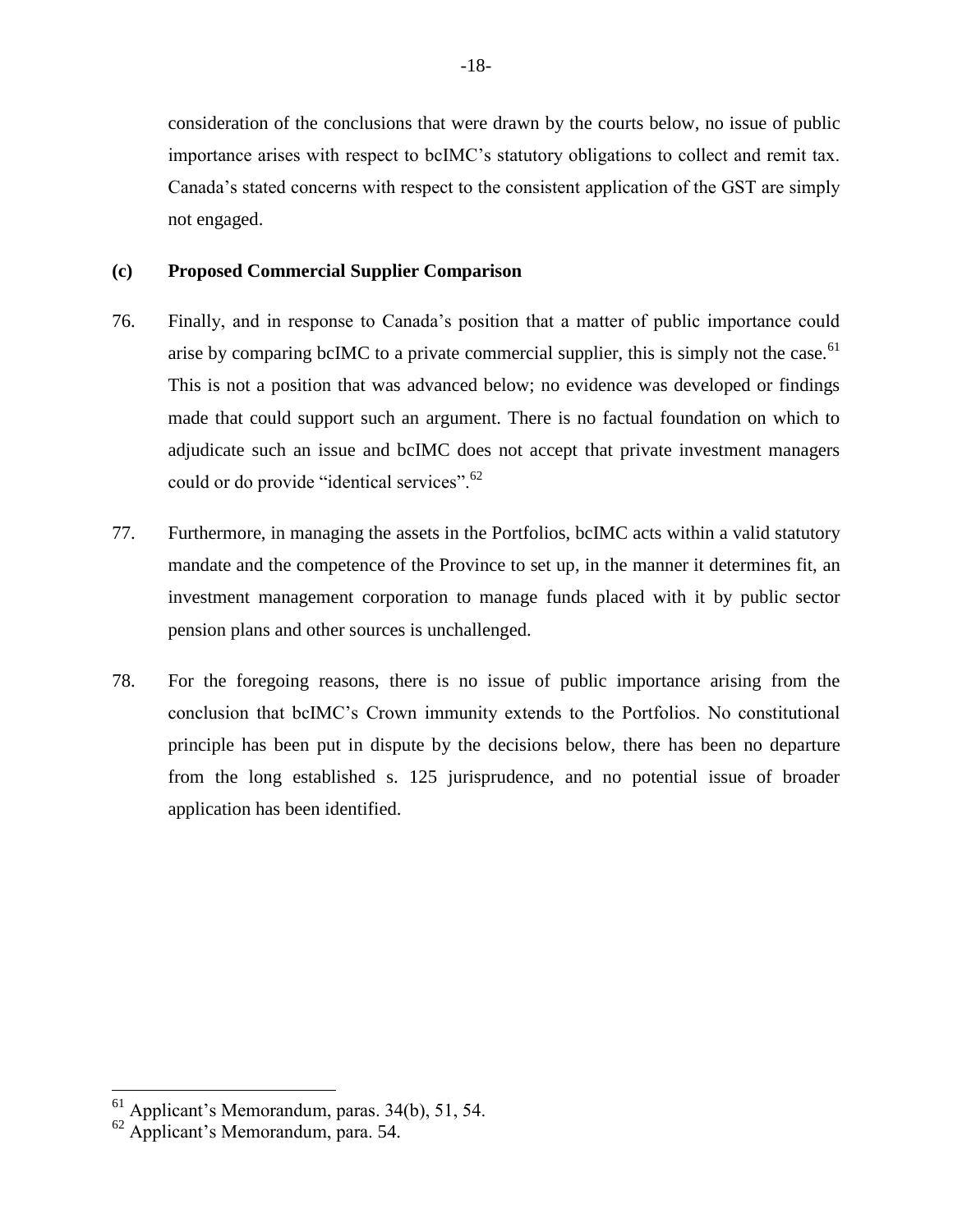consideration of the conclusions that were drawn by the courts below, no issue of public importance arises with respect to bcIMC's statutory obligations to collect and remit tax. Canada's stated concerns with respect to the consistent application of the GST are simply not engaged.

**(c) Proposed Commercial Supplier Comparison**

76. Finally, and in response to Canada's position that a matter of public importance could arise by comparing bcIMC to a private commercial supplier, this is simply not the case.[61] This is not a position that was advanced below; no evidence was developed or findings made that could support such an argument. There is no factual foundation on which to adjudicate such an issue and bcIMC does not accept that private investment managers could or do provide "identical services".[62]

77. Furthermore, in managing the assets in the Portfolios, bcIMC acts within a valid statutory mandate and the competence of the Province to set up, in the manner it determines fit, an investment management corporation to manage funds placed with it by public sector pension plans and other sources is unchallenged.

78. For the foregoing reasons, there is no issue of public importance arising from the conclusion that bcIMC's Crown immunity extends to the Portfolios. No constitutional principle has been put in dispute by the decisions below, there has been no departure from the long established s. 125 jurisprudence, and no potential issue of broader application has been identified.

---

[61] Applicant's Memorandum, paras. 34(b), 51, 54.

[62] Applicant's Memorandum, para. 54.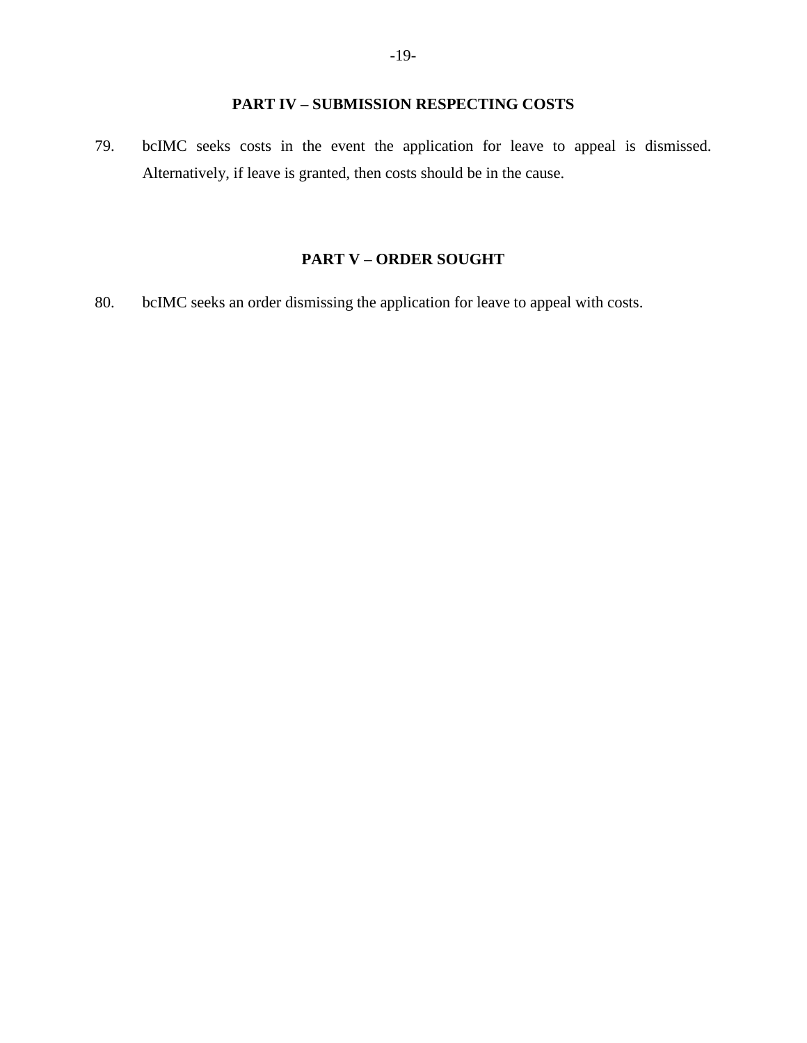## PART IV – SUBMISSION RESPECTING COSTS

79. bcIMC seeks costs in the event the application for leave to appeal is dismissed. Alternatively, if leave is granted, then costs should be in the cause.

## PART V – ORDER SOUGHT

80. bcIMC seeks an order dismissing the application for leave to appeal with costs.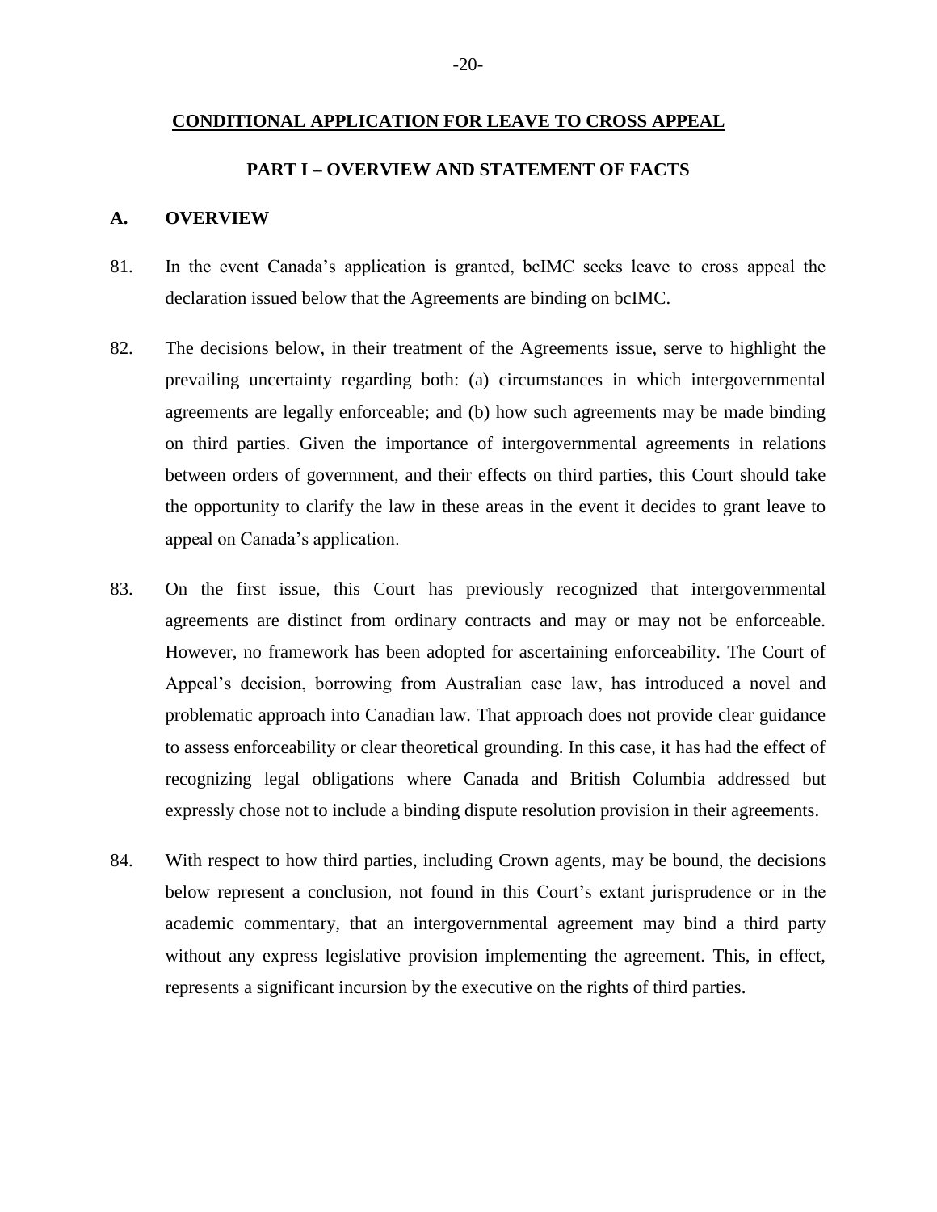**CONDITIONAL APPLICATION FOR LEAVE TO CROSS APPEAL**

**PART I – OVERVIEW AND STATEMENT OF FACTS**

**A. OVERVIEW**

81. In the event Canada's application is granted, bcIMC seeks leave to cross appeal the declaration issued below that the Agreements are binding on bcIMC.

82. The decisions below, in their treatment of the Agreements issue, serve to highlight the prevailing uncertainty regarding both: (a) circumstances in which intergovernmental agreements are legally enforceable; and (b) how such agreements may be made binding on third parties. Given the importance of intergovernmental agreements in relations between orders of government, and their effects on third parties, this Court should take the opportunity to clarify the law in these areas in the event it decides to grant leave to appeal on Canada's application.

83. On the first issue, this Court has previously recognized that intergovernmental agreements are distinct from ordinary contracts and may or may not be enforceable. However, no framework has been adopted for ascertaining enforceability. The Court of Appeal's decision, borrowing from Australian case law, has introduced a novel and problematic approach into Canadian law. That approach does not provide clear guidance to assess enforceability or clear theoretical grounding. In this case, it has had the effect of recognizing legal obligations where Canada and British Columbia addressed but expressly chose not to include a binding dispute resolution provision in their agreements.

84. With respect to how third parties, including Crown agents, may be bound, the decisions below represent a conclusion, not found in this Court's extant jurisprudence or in the academic commentary, that an intergovernmental agreement may bind a third party without any express legislative provision implementing the agreement. This, in effect, represents a significant incursion by the executive on the rights of third parties.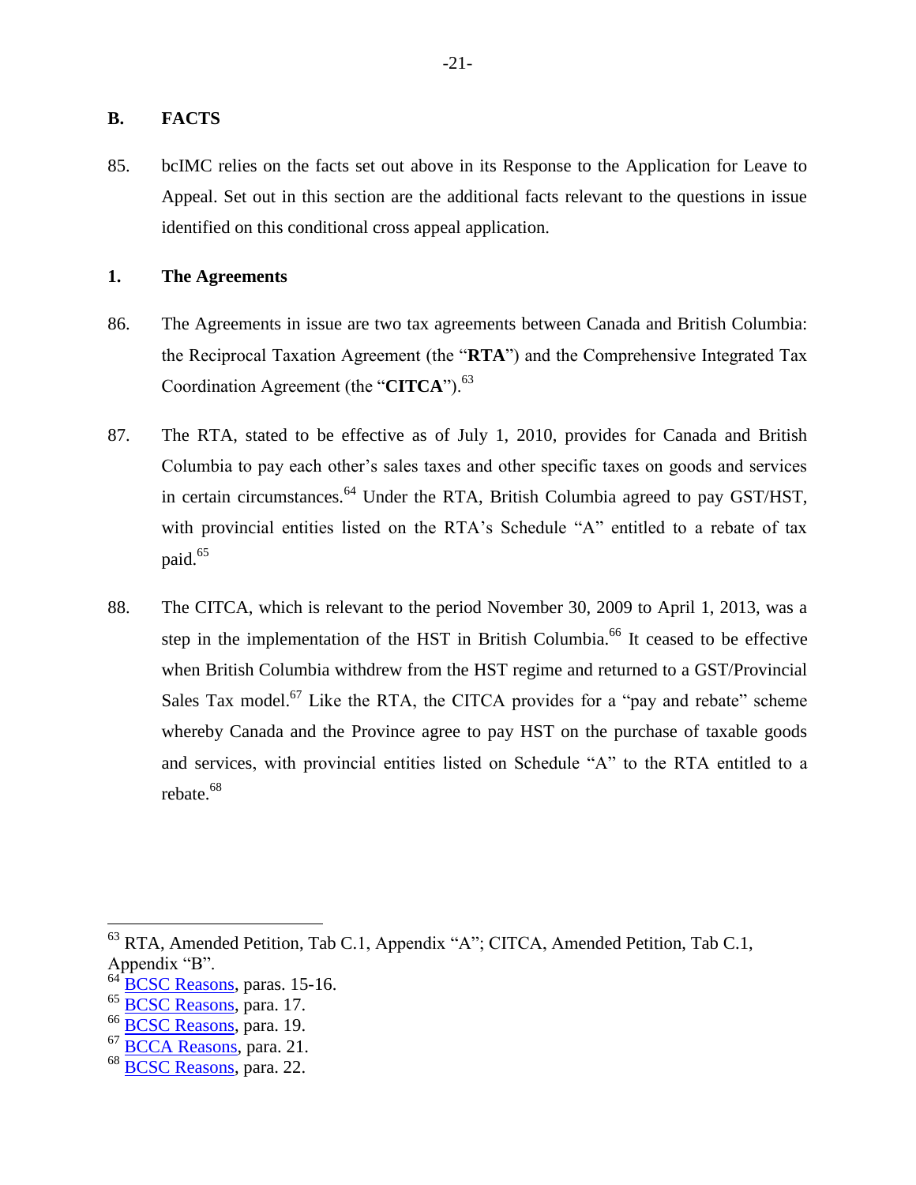## B. FACTS

85. bcIMC relies on the facts set out above in its Response to the Application for Leave to Appeal. Set out in this section are the additional facts relevant to the questions in issue identified on this conditional cross appeal application.

### 1. The Agreements

86. The Agreements in issue are two tax agreements between Canada and British Columbia: the Reciprocal Taxation Agreement (the "**RTA**") and the Comprehensive Integrated Tax Coordination Agreement (the "**CITCA**").[63]

87. The RTA, stated to be effective as of July 1, 2010, provides for Canada and British Columbia to pay each other's sales taxes and other specific taxes on goods and services in certain circumstances.[64] Under the RTA, British Columbia agreed to pay GST/HST, with provincial entities listed on the RTA's Schedule "A" entitled to a rebate of tax paid.[65]

88. The CITCA, which is relevant to the period November 30, 2009 to April 1, 2013, was a step in the implementation of the HST in British Columbia.[66] It ceased to be effective when British Columbia withdrew from the HST regime and returned to a GST/Provincial Sales Tax model.[67] Like the RTA, the CITCA provides for a "pay and rebate" scheme whereby Canada and the Province agree to pay HST on the purchase of taxable goods and services, with provincial entities listed on Schedule "A" to the RTA entitled to a rebate.[68]

---

[63] RTA, Amended Petition, Tab C.1, Appendix "A"; CITCA, Amended Petition, Tab C.1, Appendix "B".

[64] BCSC Reasons, paras. 15-16.

[65] BCSC Reasons, para. 17.

[66] BCSC Reasons, para. 19.

[67] BCCA Reasons, para. 21.

[68] BCSC Reasons, para. 22.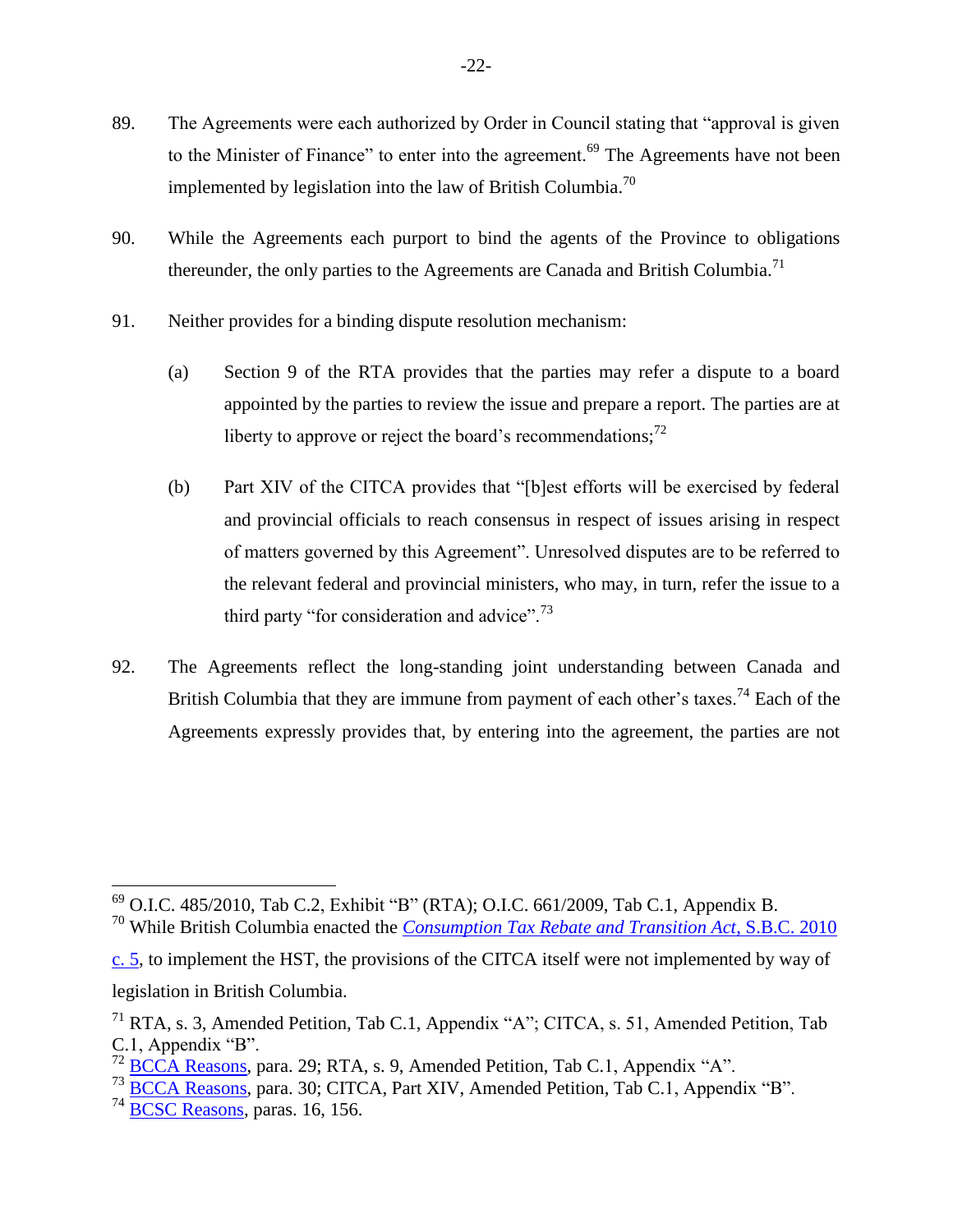89. The Agreements were each authorized by Order in Council stating that "approval is given to the Minister of Finance" to enter into the agreement.[69] The Agreements have not been implemented by legislation into the law of British Columbia.[70]

90. While the Agreements each purport to bind the agents of the Province to obligations thereunder, the only parties to the Agreements are Canada and British Columbia.[71]

91. Neither provides for a binding dispute resolution mechanism:

   (a) Section 9 of the RTA provides that the parties may refer a dispute to a board appointed by the parties to review the issue and prepare a report. The parties are at liberty to approve or reject the board's recommendations;[72]

   (b) Part XIV of the CITCA provides that "[b]est efforts will be exercised by federal and provincial officials to reach consensus in respect of issues arising in respect of matters governed by this Agreement". Unresolved disputes are to be referred to the relevant federal and provincial ministers, who may, in turn, refer the issue to a third party "for consideration and advice".[73]

92. The Agreements reflect the long-standing joint understanding between Canada and British Columbia that they are immune from payment of each other's taxes.[74] Each of the Agreements expressly provides that, by entering into the agreement, the parties are not

---

[69] O.I.C. 485/2010, Tab C.2, Exhibit "B" (RTA); O.I.C. 661/2009, Tab C.1, Appendix B.

[70] While British Columbia enacted the *Consumption Tax Rebate and Transition Act*, S.B.C. 2010 c. 5, to implement the HST, the provisions of the CITCA itself were not implemented by way of legislation in British Columbia.

[71] RTA, s. 3, Amended Petition, Tab C.1, Appendix "A"; CITCA, s. 51, Amended Petition, Tab C.1, Appendix "B".

[72] BCCA Reasons, para. 29; RTA, s. 9, Amended Petition, Tab C.1, Appendix "A".

[73] BCCA Reasons, para. 30; CITCA, Part XIV, Amended Petition, Tab C.1, Appendix "B".

[74] BCSC Reasons, paras. 16, 156.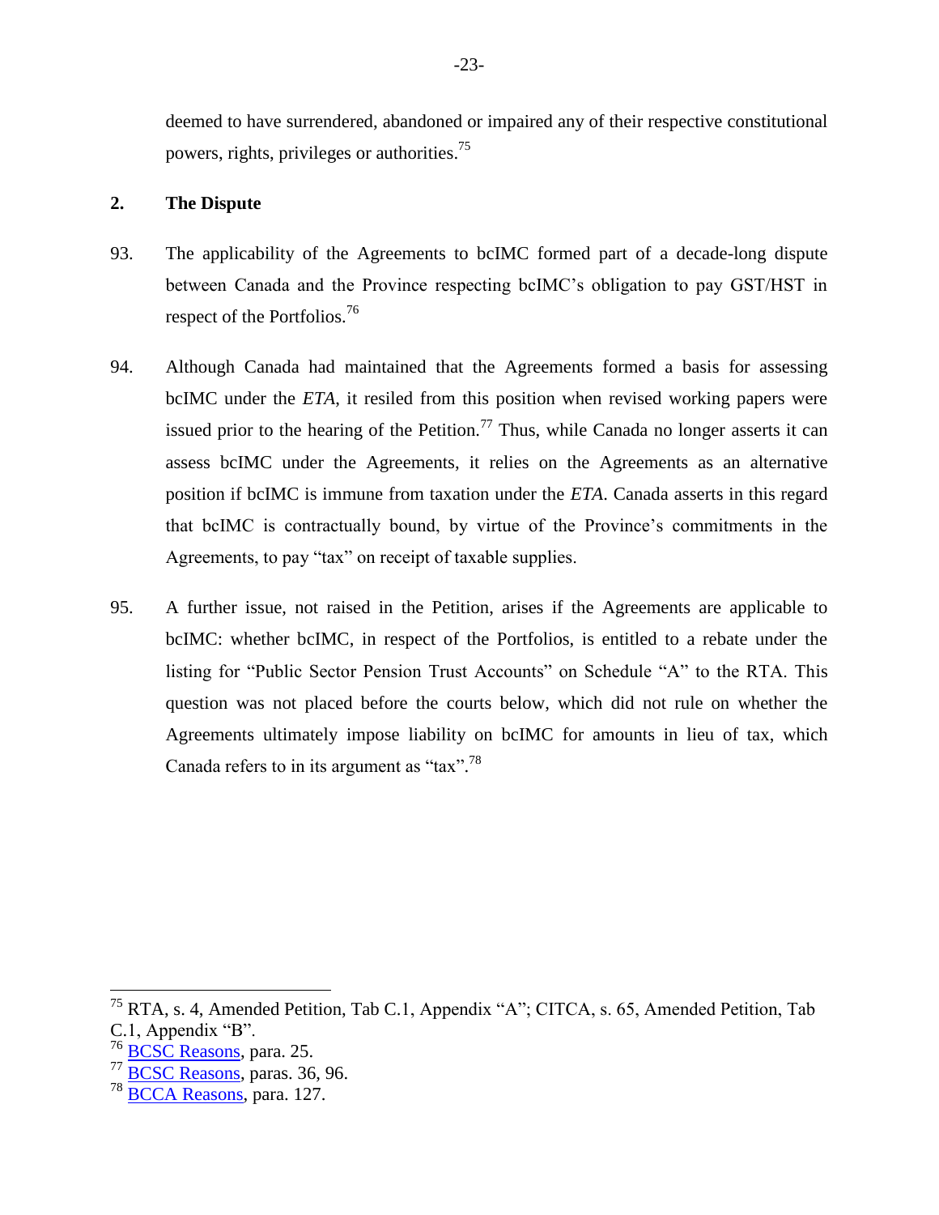deemed to have surrendered, abandoned or impaired any of their respective constitutional powers, rights, privileges or authorities.[75]

## 2. The Dispute

93. The applicability of the Agreements to bcIMC formed part of a decade-long dispute between Canada and the Province respecting bcIMC's obligation to pay GST/HST in respect of the Portfolios.[76]

94. Although Canada had maintained that the Agreements formed a basis for assessing bcIMC under the *ETA*, it resiled from this position when revised working papers were issued prior to the hearing of the Petition.[77] Thus, while Canada no longer asserts it can assess bcIMC under the Agreements, it relies on the Agreements as an alternative position if bcIMC is immune from taxation under the *ETA*. Canada asserts in this regard that bcIMC is contractually bound, by virtue of the Province's commitments in the Agreements, to pay "tax" on receipt of taxable supplies.

95. A further issue, not raised in the Petition, arises if the Agreements are applicable to bcIMC: whether bcIMC, in respect of the Portfolios, is entitled to a rebate under the listing for "Public Sector Pension Trust Accounts" on Schedule "A" to the RTA. This question was not placed before the courts below, which did not rule on whether the Agreements ultimately impose liability on bcIMC for amounts in lieu of tax, which Canada refers to in its argument as "tax".[78]

---

[75] RTA, s. 4, Amended Petition, Tab C.1, Appendix "A"; CITCA, s. 65, Amended Petition, Tab C.1, Appendix "B".

[76] BCSC Reasons, para. 25.

[77] BCSC Reasons, paras. 36, 96.

[78] BCCA Reasons, para. 127.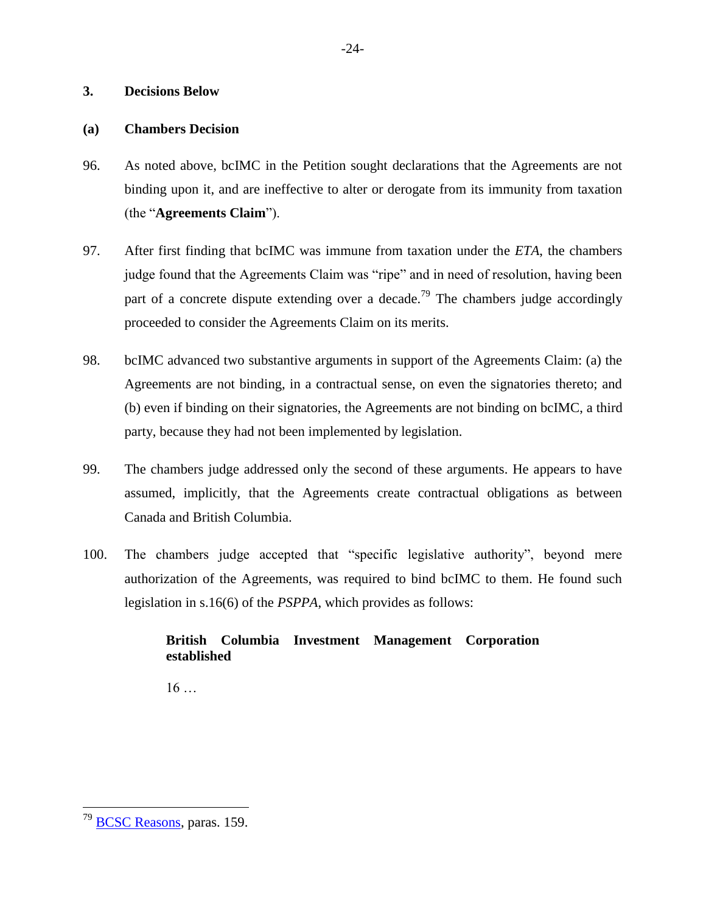### 3. Decisions Below

#### (a) Chambers Decision

96. As noted above, bcIMC in the Petition sought declarations that the Agreements are not binding upon it, and are ineffective to alter or derogate from its immunity from taxation (the "**Agreements Claim**").

97. After first finding that bcIMC was immune from taxation under the *ETA*, the chambers judge found that the Agreements Claim was "ripe" and in need of resolution, having been part of a concrete dispute extending over a decade.[79] The chambers judge accordingly proceeded to consider the Agreements Claim on its merits.

98. bcIMC advanced two substantive arguments in support of the Agreements Claim: (a) the Agreements are not binding, in a contractual sense, on even the signatories thereto; and (b) even if binding on their signatories, the Agreements are not binding on bcIMC, a third party, because they had not been implemented by legislation.

99. The chambers judge addressed only the second of these arguments. He appears to have assumed, implicitly, that the Agreements create contractual obligations as between Canada and British Columbia.

100. The chambers judge accepted that "specific legislative authority", beyond mere authorization of the Agreements, was required to bind bcIMC to them. He found such legislation in s.16(6) of the *PSPPA*, which provides as follows:

> **British Columbia Investment Management Corporation established**
>
> 16 …

---

[79] BCSC Reasons, paras. 159.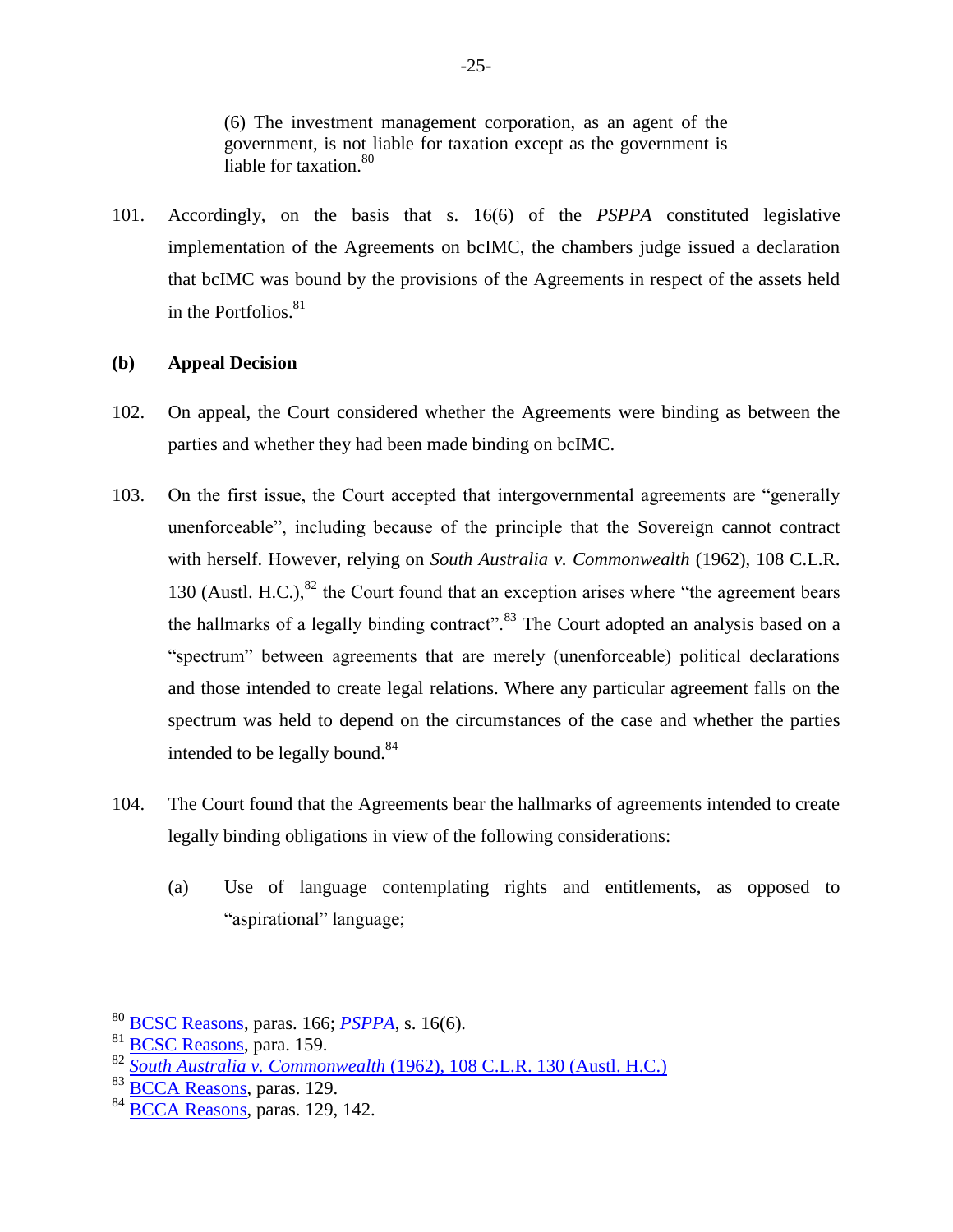> (6) The investment management corporation, as an agent of the government, is not liable for taxation except as the government is liable for taxation.[80]

101. Accordingly, on the basis that s. 16(6) of the *PSPPA* constituted legislative implementation of the Agreements on bcIMC, the chambers judge issued a declaration that bcIMC was bound by the provisions of the Agreements in respect of the assets held in the Portfolios.[81]

**(b) Appeal Decision**

102. On appeal, the Court considered whether the Agreements were binding as between the parties and whether they had been made binding on bcIMC.

103. On the first issue, the Court accepted that intergovernmental agreements are "generally unenforceable", including because of the principle that the Sovereign cannot contract with herself. However, relying on *South Australia v. Commonwealth* (1962), 108 C.L.R. 130 (Austl. H.C.),[82] the Court found that an exception arises where "the agreement bears the hallmarks of a legally binding contract".[83] The Court adopted an analysis based on a "spectrum" between agreements that are merely (unenforceable) political declarations and those intended to create legal relations. Where any particular agreement falls on the spectrum was held to depend on the circumstances of the case and whether the parties intended to be legally bound.[84]

104. The Court found that the Agreements bear the hallmarks of agreements intended to create legally binding obligations in view of the following considerations:

   (a) Use of language contemplating rights and entitlements, as opposed to "aspirational" language;

---

[80] BCSC Reasons, paras. 166; *PSPPA*, s. 16(6).
[81] BCSC Reasons, para. 159.
[82] *South Australia v. Commonwealth* (1962), 108 C.L.R. 130 (Austl. H.C.)
[83] BCCA Reasons, paras. 129.
[84] BCCA Reasons, paras. 129, 142.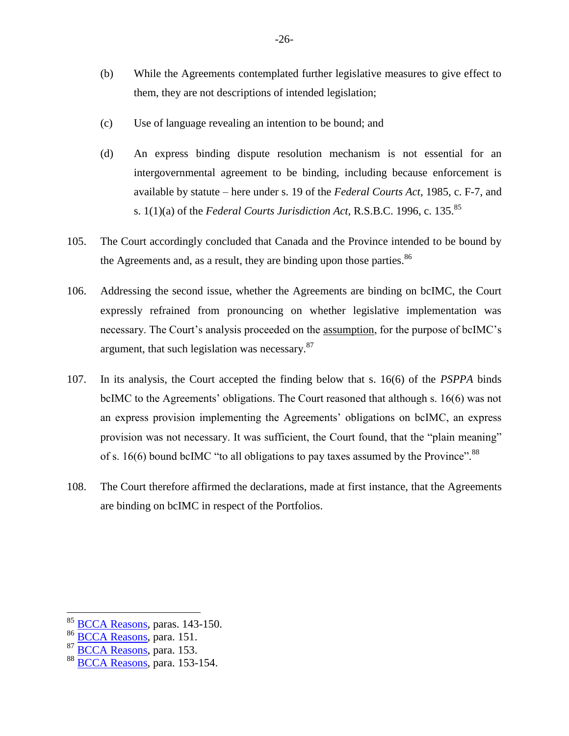(b) While the Agreements contemplated further legislative measures to give effect to them, they are not descriptions of intended legislation;

(c) Use of language revealing an intention to be bound; and

(d) An express binding dispute resolution mechanism is not essential for an intergovernmental agreement to be binding, including because enforcement is available by statute – here under s. 19 of the *Federal Courts Act*, 1985, c. F-7, and s. 1(1)(a) of the *Federal Courts Jurisdiction Act*, R.S.B.C. 1996, c. 135.[85]

105. The Court accordingly concluded that Canada and the Province intended to be bound by the Agreements and, as a result, they are binding upon those parties.[86]

106. Addressing the second issue, whether the Agreements are binding on bcIMC, the Court expressly refrained from pronouncing on whether legislative implementation was necessary. The Court's analysis proceeded on the assumption, for the purpose of bcIMC's argument, that such legislation was necessary.[87]

107. In its analysis, the Court accepted the finding below that s. 16(6) of the *PSPPA* binds bcIMC to the Agreements' obligations. The Court reasoned that although s. 16(6) was not an express provision implementing the Agreements' obligations on bcIMC, an express provision was not necessary. It was sufficient, the Court found, that the "plain meaning" of s. 16(6) bound bcIMC "to all obligations to pay taxes assumed by the Province".[88]

108. The Court therefore affirmed the declarations, made at first instance, that the Agreements are binding on bcIMC in respect of the Portfolios.

---

[85] BCCA Reasons, paras. 143-150.

[86] BCCA Reasons, para. 151.

[87] BCCA Reasons, para. 153.

[88] BCCA Reasons, para. 153-154.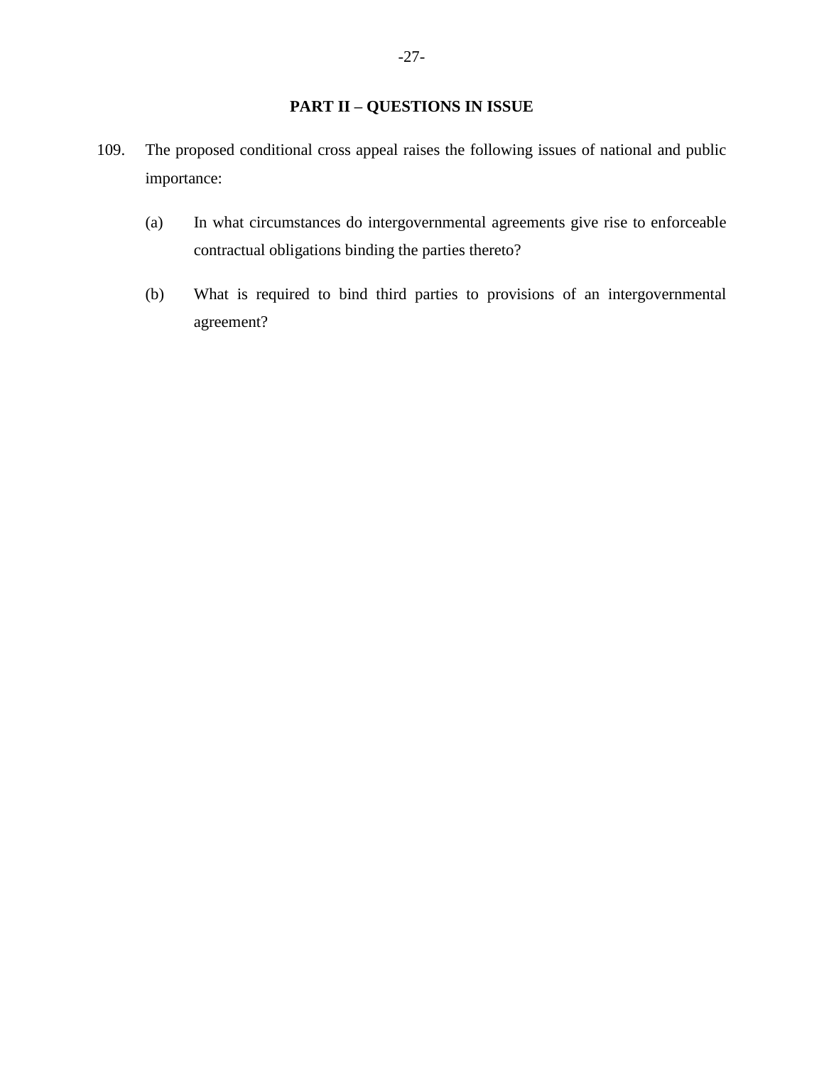## PART II – QUESTIONS IN ISSUE

109. The proposed conditional cross appeal raises the following issues of national and public importance:

   (a) In what circumstances do intergovernmental agreements give rise to enforceable contractual obligations binding the parties thereto?

   (b) What is required to bind third parties to provisions of an intergovernmental agreement?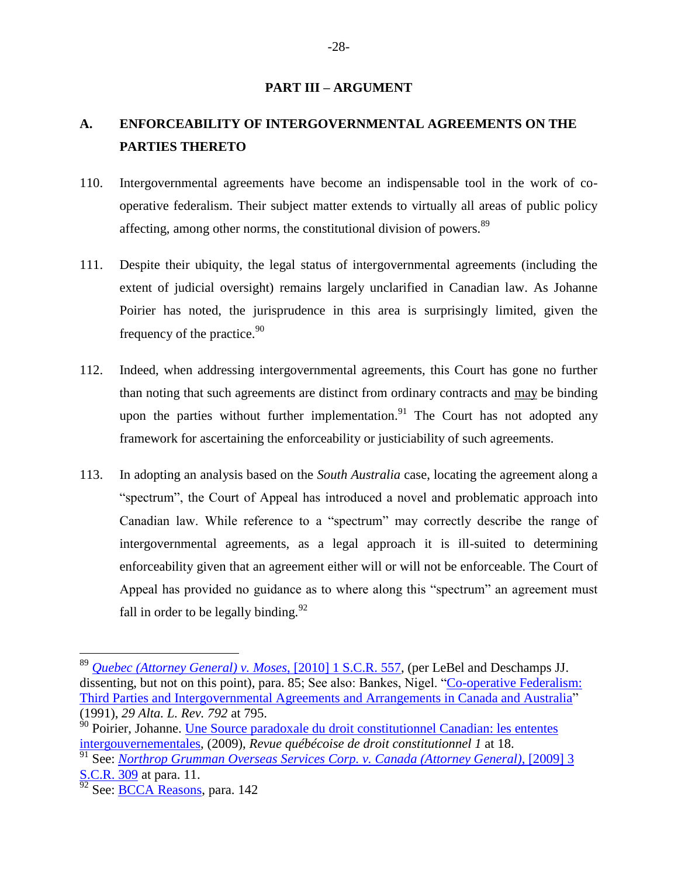## PART III – ARGUMENT

### A. ENFORCEABILITY OF INTERGOVERNMENTAL AGREEMENTS ON THE PARTIES THERETO

110. Intergovernmental agreements have become an indispensable tool in the work of co-operative federalism. Their subject matter extends to virtually all areas of public policy affecting, among other norms, the constitutional division of powers.[89]

111. Despite their ubiquity, the legal status of intergovernmental agreements (including the extent of judicial oversight) remains largely unclarified in Canadian law. As Johanne Poirier has noted, the jurisprudence in this area is surprisingly limited, given the frequency of the practice.[90]

112. Indeed, when addressing intergovernmental agreements, this Court has gone no further than noting that such agreements are distinct from ordinary contracts and <u>may</u> be binding upon the parties without further implementation.[91] The Court has not adopted any framework for ascertaining the enforceability or justiciability of such agreements.

113. In adopting an analysis based on the *South Australia* case, locating the agreement along a "spectrum", the Court of Appeal has introduced a novel and problematic approach into Canadian law. While reference to a "spectrum" may correctly describe the range of intergovernmental agreements, as a legal approach it is ill-suited to determining enforceability given that an agreement either will or will not be enforceable. The Court of Appeal has provided no guidance as to where along this "spectrum" an agreement must fall in order to be legally binding.[92]

---

[89] *Quebec (Attorney General) v. Moses*, [2010] 1 S.C.R. 557, (per LeBel and Deschamps JJ. dissenting, but not on this point), para. 85; See also: Bankes, Nigel. "Co-operative Federalism: Third Parties and Intergovernmental Agreements and Arrangements in Canada and Australia" (1991), *29 Alta. L. Rev. 792* at 795.

[90] Poirier, Johanne. Une Source paradoxale du droit constitutionnel Canadien: les ententes intergouvernementales, (2009), *Revue québécoise de droit constitutionnel 1* at 18.

[91] See: *Northrop Grumman Overseas Services Corp. v. Canada (Attorney General)*, [2009] 3 S.C.R. 309 at para. 11.

[92] See: BCCA Reasons, para. 142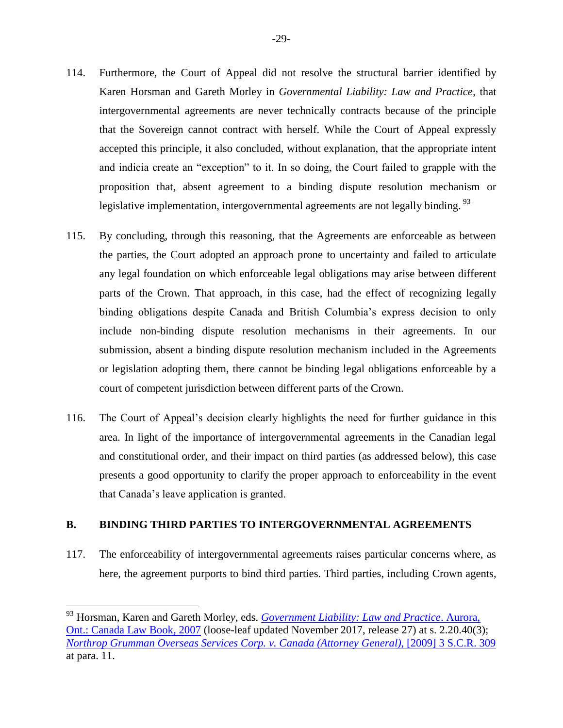114. Furthermore, the Court of Appeal did not resolve the structural barrier identified by Karen Horsman and Gareth Morley in *Governmental Liability: Law and Practice*, that intergovernmental agreements are never technically contracts because of the principle that the Sovereign cannot contract with herself. While the Court of Appeal expressly accepted this principle, it also concluded, without explanation, that the appropriate intent and indicia create an "exception" to it. In so doing, the Court failed to grapple with the proposition that, absent agreement to a binding dispute resolution mechanism or legislative implementation, intergovernmental agreements are not legally binding. [93]

115. By concluding, through this reasoning, that the Agreements are enforceable as between the parties, the Court adopted an approach prone to uncertainty and failed to articulate any legal foundation on which enforceable legal obligations may arise between different parts of the Crown. That approach, in this case, had the effect of recognizing legally binding obligations despite Canada and British Columbia's express decision to only include non-binding dispute resolution mechanisms in their agreements. In our submission, absent a binding dispute resolution mechanism included in the Agreements or legislation adopting them, there cannot be binding legal obligations enforceable by a court of competent jurisdiction between different parts of the Crown.

116. The Court of Appeal's decision clearly highlights the need for further guidance in this area. In light of the importance of intergovernmental agreements in the Canadian legal and constitutional order, and their impact on third parties (as addressed below), this case presents a good opportunity to clarify the proper approach to enforceability in the event that Canada's leave application is granted.

## B. BINDING THIRD PARTIES TO INTERGOVERNMENTAL AGREEMENTS

117. The enforceability of intergovernmental agreements raises particular concerns where, as here, the agreement purports to bind third parties. Third parties, including Crown agents,

---

[93] Horsman, Karen and Gareth Morley, eds. *Government Liability: Law and Practice*. Aurora, Ont.: Canada Law Book, 2007 (loose-leaf updated November 2017, release 27) at s. 2.20.40(3); *Northrop Grumman Overseas Services Corp. v. Canada (Attorney General)*, [2009] 3 S.C.R. 309 at para. 11.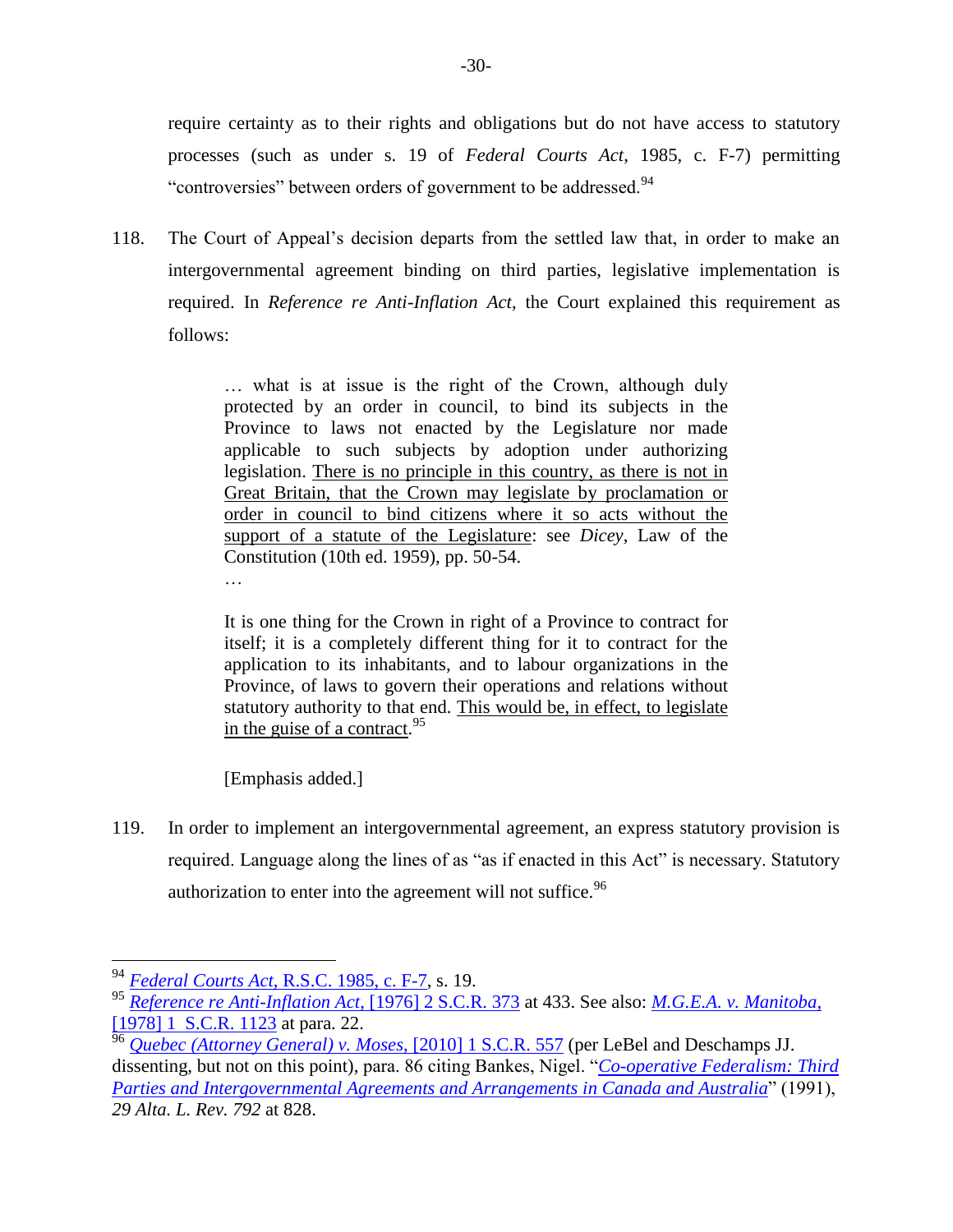require certainty as to their rights and obligations but do not have access to statutory processes (such as under s. 19 of *Federal Courts Act*, 1985, c. F-7) permitting "controversies" between orders of government to be addressed.[94]

118. The Court of Appeal's decision departs from the settled law that, in order to make an intergovernmental agreement binding on third parties, legislative implementation is required. In *Reference re Anti-Inflation Act*, the Court explained this requirement as follows:

> … what is at issue is the right of the Crown, although duly protected by an order in council, to bind its subjects in the Province to laws not enacted by the Legislature nor made applicable to such subjects by adoption under authorizing legislation. <u>There is no principle in this country, as there is not in Great Britain, that the Crown may legislate by proclamation or order in council to bind citizens where it so acts without the support of a statute of the Legislature</u>: see *Dicey*, Law of the Constitution (10th ed. 1959), pp. 50-54.
>
> …
>
> It is one thing for the Crown in right of a Province to contract for itself; it is a completely different thing for it to contract for the application to its inhabitants, and to labour organizations in the Province, of laws to govern their operations and relations without statutory authority to that end. <u>This would be, in effect, to legislate in the guise of a contract</u>.[95]
>
> [Emphasis added.]

119. In order to implement an intergovernmental agreement, an express statutory provision is required. Language along the lines of as "as if enacted in this Act" is necessary. Statutory authorization to enter into the agreement will not suffice.[96]

---

[94] *Federal Courts Act*, R.S.C. 1985, c. F-7, s. 19.

[95] *Reference re Anti-Inflation Act*, [1976] 2 S.C.R. 373 at 433. See also: *M.G.E.A. v. Manitoba*, [1978] 1 S.C.R. 1123 at para. 22.

[96] *Quebec (Attorney General) v. Moses*, [2010] 1 S.C.R. 557 (per LeBel and Deschamps JJ. dissenting, but not on this point), para. 86 citing Bankes, Nigel. "*Co-operative Federalism: Third Parties and Intergovernmental Agreements and Arrangements in Canada and Australia*" (1991), *29 Alta. L. Rev. 792* at 828.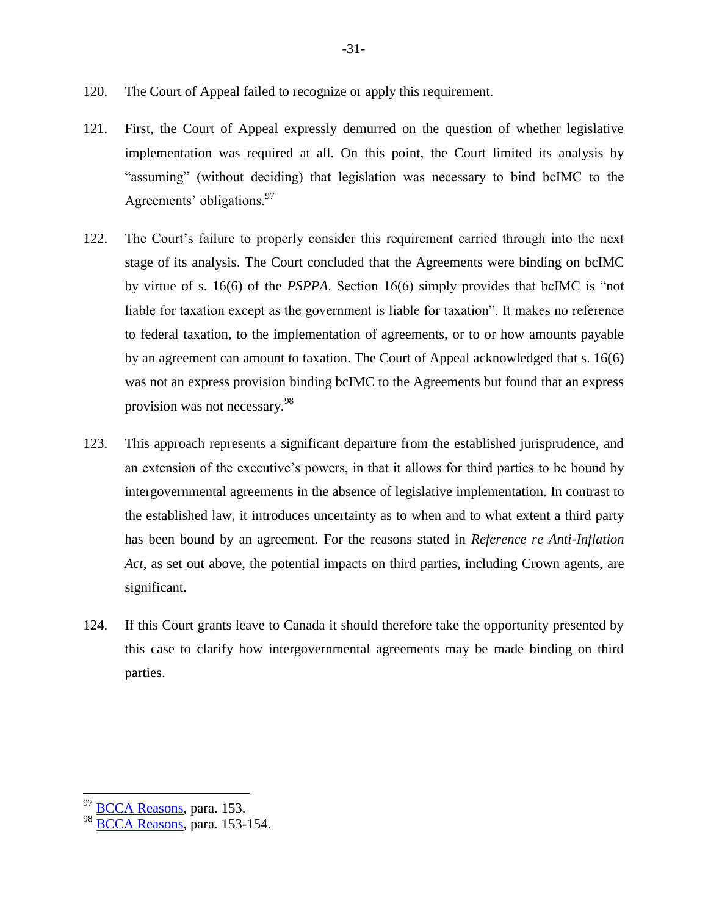120. The Court of Appeal failed to recognize or apply this requirement.

121. First, the Court of Appeal expressly demurred on the question of whether legislative implementation was required at all. On this point, the Court limited its analysis by "assuming" (without deciding) that legislation was necessary to bind bcIMC to the Agreements' obligations.[97]

122. The Court's failure to properly consider this requirement carried through into the next stage of its analysis. The Court concluded that the Agreements were binding on bcIMC by virtue of s. 16(6) of the *PSPPA*. Section 16(6) simply provides that bcIMC is "not liable for taxation except as the government is liable for taxation". It makes no reference to federal taxation, to the implementation of agreements, or to or how amounts payable by an agreement can amount to taxation. The Court of Appeal acknowledged that s. 16(6) was not an express provision binding bcIMC to the Agreements but found that an express provision was not necessary.[98]

123. This approach represents a significant departure from the established jurisprudence, and an extension of the executive's powers, in that it allows for third parties to be bound by intergovernmental agreements in the absence of legislative implementation. In contrast to the established law, it introduces uncertainty as to when and to what extent a third party has been bound by an agreement. For the reasons stated in *Reference re Anti-Inflation Act*, as set out above, the potential impacts on third parties, including Crown agents, are significant.

124. If this Court grants leave to Canada it should therefore take the opportunity presented by this case to clarify how intergovernmental agreements may be made binding on third parties.

---

[97] BCCA Reasons, para. 153.

[98] BCCA Reasons, para. 153-154.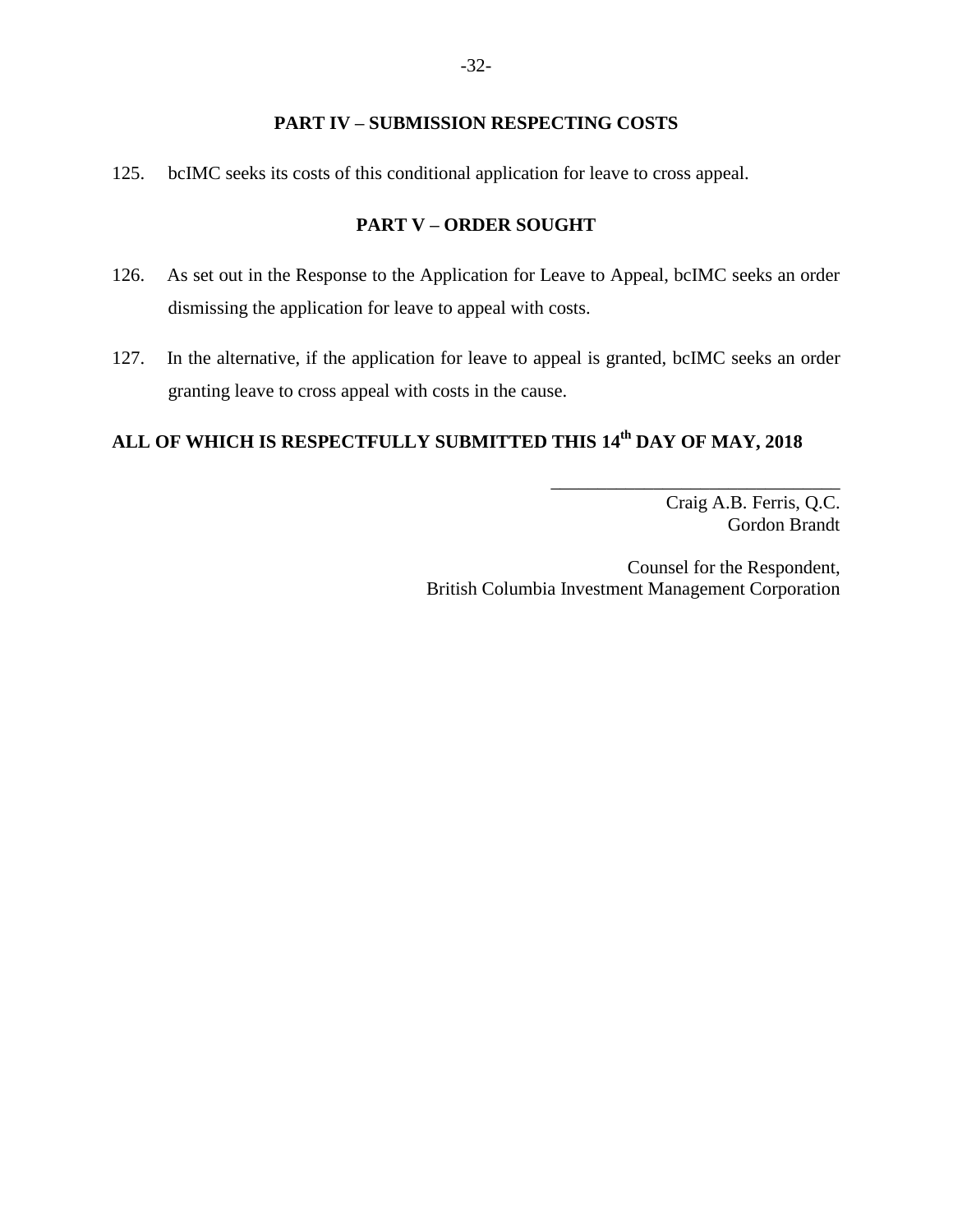## PART IV – SUBMISSION RESPECTING COSTS

125. bcIMC seeks its costs of this conditional application for leave to cross appeal.

## PART V – ORDER SOUGHT

126. As set out in the Response to the Application for Leave to Appeal, bcIMC seeks an order dismissing the application for leave to appeal with costs.

127. In the alternative, if the application for leave to appeal is granted, bcIMC seeks an order granting leave to cross appeal with costs in the cause.

**ALL OF WHICH IS RESPECTFULLY SUBMITTED THIS 14th DAY OF MAY, 2018**

\_\_\_\_\_\_\_\_\_\_\_\_\_\_\_\_\_\_\_\_\_\_\_\_\_\_\_\_\_\_\_\_

Craig A.B. Ferris, Q.C.
Gordon Brandt

Counsel for the Respondent,
British Columbia Investment Management Corporation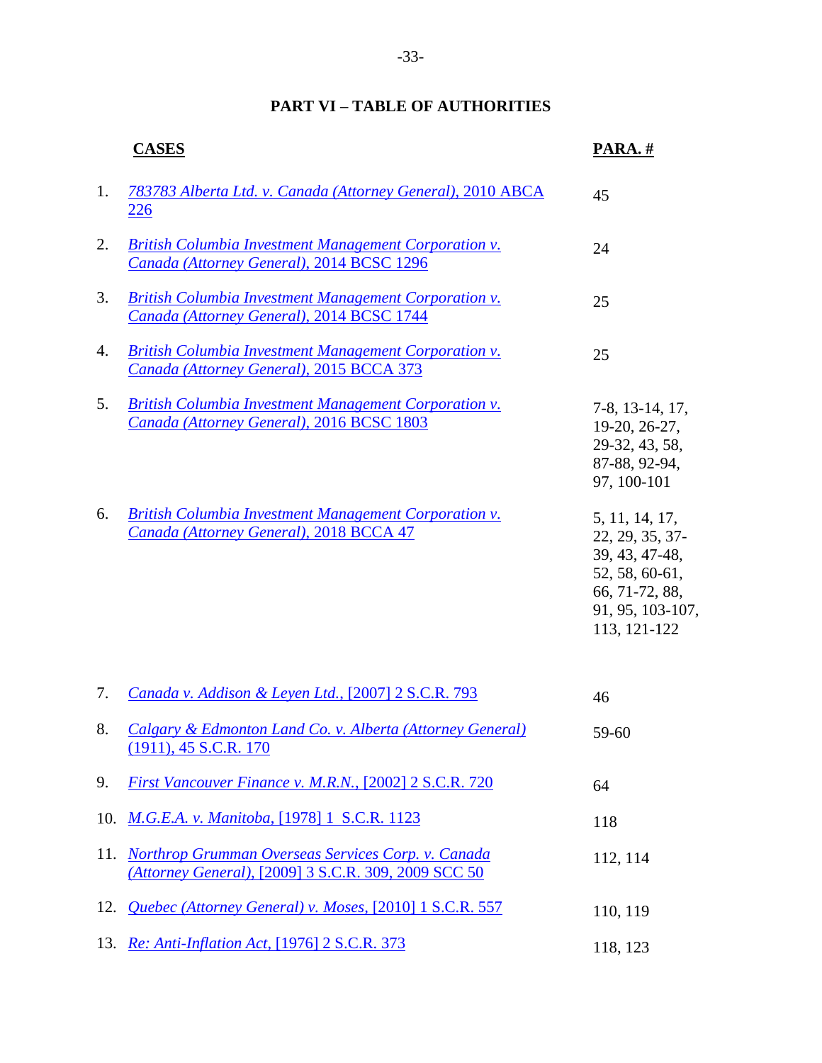## PART VI – TABLE OF AUTHORITIES

| | CASES | PARA. # |
|---|---|---|
| 1. | *783783 Alberta Ltd. v. Canada (Attorney General)*, 2010 ABCA 226 | 45 |
| 2. | *British Columbia Investment Management Corporation v. Canada (Attorney General)*, 2014 BCSC 1296 | 24 |
| 3. | *British Columbia Investment Management Corporation v. Canada (Attorney General)*, 2014 BCSC 1744 | 25 |
| 4. | *British Columbia Investment Management Corporation v. Canada (Attorney General)*, 2015 BCCA 373 | 25 |
| 5. | *British Columbia Investment Management Corporation v. Canada (Attorney General)*, 2016 BCSC 1803 | 7-8, 13-14, 17, 19-20, 26-27, 29-32, 43, 58, 87-88, 92-94, 97, 100-101 |
| 6. | *British Columbia Investment Management Corporation v. Canada (Attorney General)*, 2018 BCCA 47 | 5, 11, 14, 17, 22, 29, 35, 37-39, 43, 47-48, 52, 58, 60-61, 66, 71-72, 88, 91, 95, 103-107, 113, 121-122 |
| 7. | *Canada v. Addison & Leyen Ltd.*, [2007] 2 S.C.R. 793 | 46 |
| 8. | *Calgary & Edmonton Land Co. v. Alberta (Attorney General)* (1911), 45 S.C.R. 170 | 59-60 |
| 9. | *First Vancouver Finance v. M.R.N.*, [2002] 2 S.C.R. 720 | 64 |
| 10. | *M.G.E.A. v. Manitoba*, [1978] 1 S.C.R. 1123 | 118 |
| 11. | *Northrop Grumman Overseas Services Corp. v. Canada (Attorney General)*, [2009] 3 S.C.R. 309, 2009 SCC 50 | 112, 114 |
| 12. | *Quebec (Attorney General) v. Moses*, [2010] 1 S.C.R. 557 | 110, 119 |
| 13. | *Re: Anti-Inflation Act*, [1976] 2 S.C.R. 373 | 118, 123 |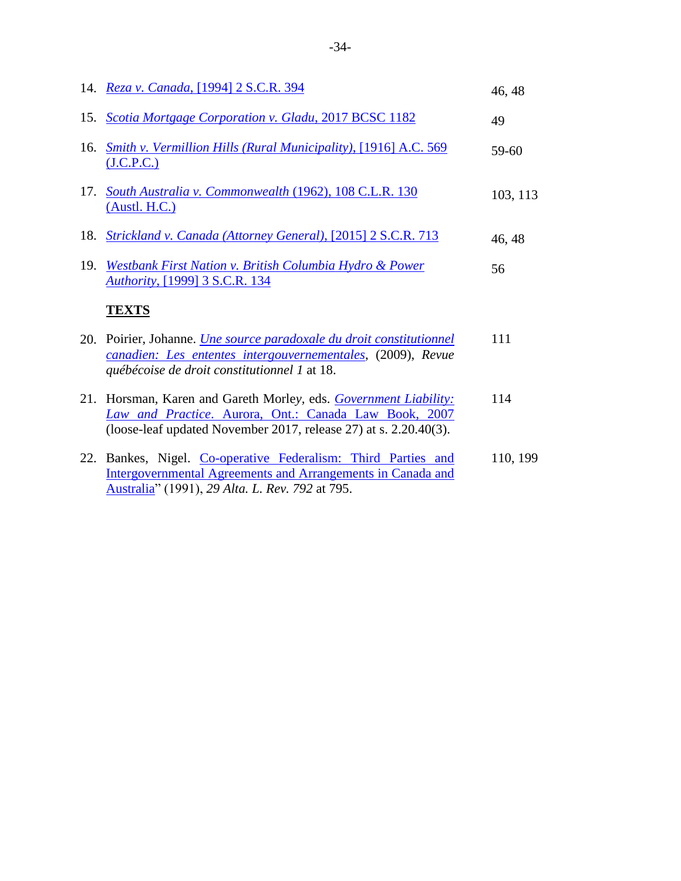| | | |
|---|---|---|
| 14. | *Reza v. Canada*, [1994] 2 S.C.R. 394 | 46, 48 |
| 15. | *Scotia Mortgage Corporation v. Gladu*, 2017 BCSC 1182 | 49 |
| 16. | *Smith v. Vermillion Hills (Rural Municipality)*, [1916] A.C. 569 (J.C.P.C.) | 59-60 |
| 17. | *South Australia v. Commonwealth* (1962), 108 C.L.R. 130 (Austl. H.C.) | 103, 113 |
| 18. | *Strickland v. Canada (Attorney General)*, [2015] 2 S.C.R. 713 | 46, 48 |
| 19. | *Westbank First Nation v. British Columbia Hydro & Power Authority*, [1999] 3 S.C.R. 134 | 56 |

**TEXTS**

| | | |
|---|---|---|
| 20. | Poirier, Johanne. *Une source paradoxale du droit constitutionnel canadien: Les ententes intergouvernementales*, (2009), *Revue québécoise de droit constitutionnel 1* at 18. | 111 |
| 21. | Horsman, Karen and Gareth Morley, eds. *Government Liability: Law and Practice*. Aurora, Ont.: Canada Law Book, 2007 (loose-leaf updated November 2017, release 27) at s. 2.20.40(3). | 114 |
| 22. | Bankes, Nigel. Co-operative Federalism: Third Parties and Intergovernmental Agreements and Arrangements in Canada and Australia" (1991), *29 Alta. L. Rev. 792* at 795. | 110, 199 |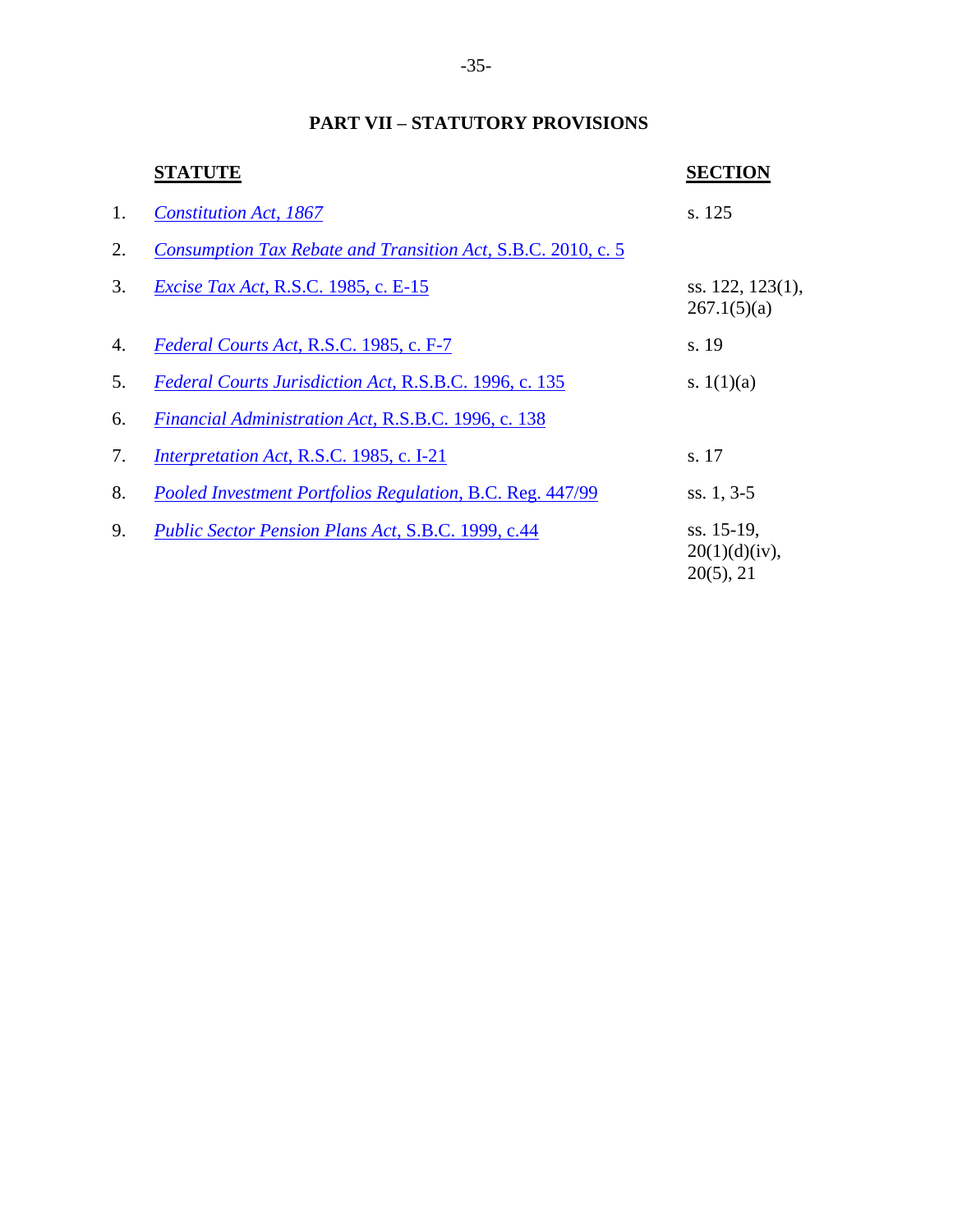## PART VII – STATUTORY PROVISIONS

| | STATUTE | SECTION |
|---|---|---|
| 1. | *Constitution Act, 1867* | s. 125 |
| 2. | *Consumption Tax Rebate and Transition Act*, S.B.C. 2010, c. 5 | |
| 3. | *Excise Tax Act*, R.S.C. 1985, c. E-15 | ss. 122, 123(1), 267.1(5)(a) |
| 4. | *Federal Courts Act*, R.S.C. 1985, c. F-7 | s. 19 |
| 5. | *Federal Courts Jurisdiction Act*, R.S.B.C. 1996, c. 135 | s. 1(1)(a) |
| 6. | *Financial Administration Act*, R.S.B.C. 1996, c. 138 | |
| 7. | *Interpretation Act*, R.S.C. 1985, c. I-21 | s. 17 |
| 8. | *Pooled Investment Portfolios Regulation*, B.C. Reg. 447/99 | ss. 1, 3-5 |
| 9. | *Public Sector Pension Plans Act*, S.B.C. 1999, c.44 | ss. 15-19, 20(1)(d)(iv), 20(5), 21 |